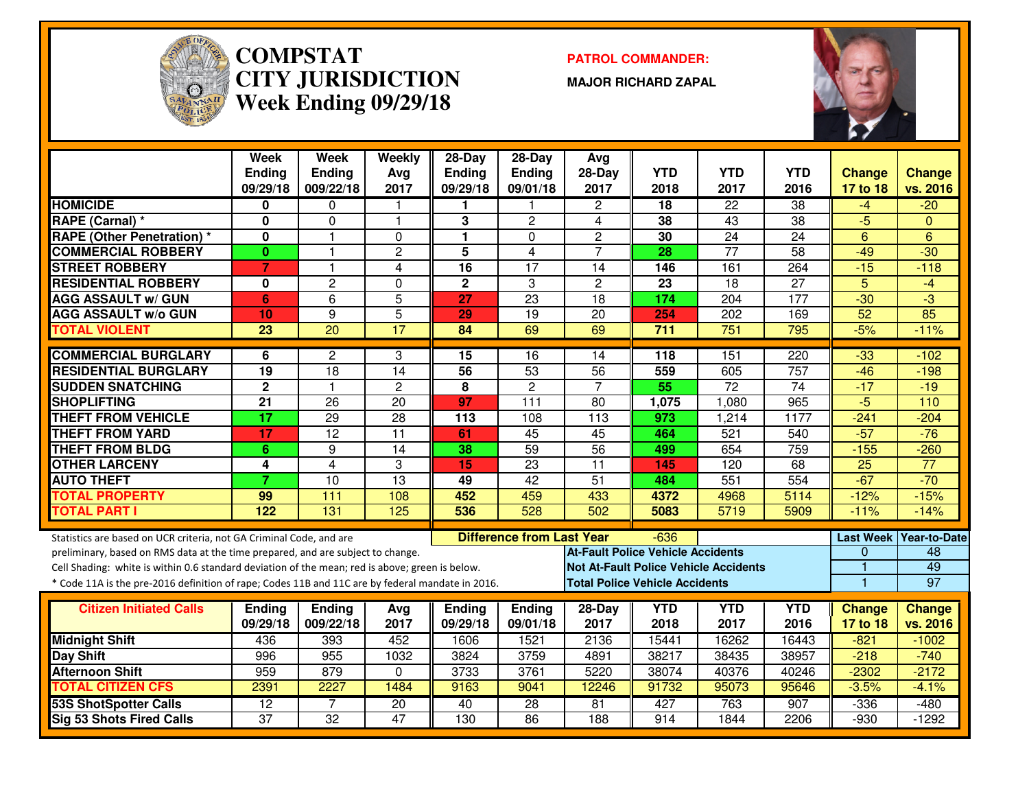# COMPSTAT CITY JURISDICTION Week Ending 09/29/18

**PATROL COMMANDER:**

**MAJOR RICHARD ZAPAL**

| | Week Ending 09/29/18 | Week Ending 009/22/18 | Weekly Avg 2017 | 28-Day Ending 09/29/18 | 28-Day Ending 09/01/18 | Avg 28-Day 2017 | YTD 2018 | YTD 2017 | YTD 2016 | Change 17 to 18 | Change vs. 2016 |
|---|---|---|---|---|---|---|---|---|---|---|---|
| HOMICIDE | 0 | 0 | 1 | 1 | 1 | 2 | 18 | 22 | 38 | -4 | -20 |
| RAPE (Carnal) * | 0 | 0 | 1 | 3 | 2 | 4 | 38 | 43 | 38 | -5 | 0 |
| RAPE (Other Penetration) * | 0 | 1 | 0 | 1 | 0 | 2 | 30 | 24 | 24 | 6 | 6 |
| COMMERCIAL ROBBERY | 0 | 1 | 2 | 5 | 4 | 7 | 28 | 77 | 58 | -49 | -30 |
| STREET ROBBERY | 7 | 1 | 4 | 16 | 17 | 14 | 146 | 161 | 264 | -15 | -118 |
| RESIDENTIAL ROBBERY | 0 | 2 | 0 | 2 | 3 | 2 | 23 | 18 | 27 | 5 | -4 |
| AGG ASSAULT w/ GUN | 6 | 6 | 5 | 27 | 23 | 18 | 174 | 204 | 177 | -30 | -3 |
| AGG ASSAULT w/o GUN | 10 | 9 | 5 | 29 | 19 | 20 | 254 | 202 | 169 | 52 | 85 |
| TOTAL VIOLENT | 23 | 20 | 17 | 84 | 69 | 69 | 711 | 751 | 795 | -5% | -11% |
| COMMERCIAL BURGLARY | 6 | 2 | 3 | 15 | 16 | 14 | 118 | 151 | 220 | -33 | -102 |
| RESIDENTIAL BURGLARY | 19 | 18 | 14 | 56 | 53 | 56 | 559 | 605 | 757 | -46 | -198 |
| SUDDEN SNATCHING | 2 | 1 | 2 | 8 | 2 | 7 | 55 | 72 | 74 | -17 | -19 |
| SHOPLIFTING | 21 | 26 | 20 | 97 | 111 | 80 | 1,075 | 1,080 | 965 | -5 | 110 |
| THEFT FROM VEHICLE | 17 | 29 | 28 | 113 | 108 | 113 | 973 | 1,214 | 1177 | -241 | -204 |
| THEFT FROM YARD | 17 | 12 | 11 | 61 | 45 | 45 | 464 | 521 | 540 | -57 | -76 |
| THEFT FROM BLDG | 6 | 9 | 14 | 38 | 59 | 56 | 499 | 654 | 759 | -155 | -260 |
| OTHER LARCENY | 4 | 4 | 3 | 15 | 23 | 11 | 145 | 120 | 68 | 25 | 77 |
| AUTO THEFT | 7 | 10 | 13 | 49 | 42 | 51 | 484 | 551 | 554 | -67 | -70 |
| TOTAL PROPERTY | 99 | 111 | 108 | 452 | 459 | 433 | 4372 | 4968 | 5114 | -12% | -15% |
| TOTAL PART I | 122 | 131 | 125 | 536 | 528 | 502 | 5083 | 5719 | 5909 | -11% | -14% |

**Difference from Last Year:** -636

Statistics are based on UCR criteria, not GA Criminal Code, and are preliminary, based on RMS data at the time prepared, and are subject to change.

Cell Shading: white is within 0.6 standard deviation of the mean; red is above; green is below.

* Code 11A is the pre-2016 definition of rape; Codes 11B and 11C are by federal mandate in 2016.

| | Last Week | Year-to-Date |
|---|---|---|
| At-Fault Police Vehicle Accidents | 0 | 48 |
| Not At-Fault Police Vehicle Accidents | 1 | 49 |
| Total Police Vehicle Accidents | 1 | 97 |

| Citizen Initiated Calls | Ending 09/29/18 | Ending 009/22/18 | Avg 2017 | Ending 09/29/18 | Ending 09/01/18 | 28-Day 2017 | YTD 2018 | YTD 2017 | YTD 2016 | Change 17 to 18 | Change vs. 2016 |
|---|---|---|---|---|---|---|---|---|---|---|---|
| Midnight Shift | 436 | 393 | 452 | 1606 | 1521 | 2136 | 15441 | 16262 | 16443 | -821 | -1002 |
| Day Shift | 996 | 955 | 1032 | 3824 | 3759 | 4891 | 38217 | 38435 | 38957 | -218 | -740 |
| Afternoon Shift | 959 | 879 | 0 | 3733 | 3761 | 5220 | 38074 | 40376 | 40246 | -2302 | -2172 |
| TOTAL CITIZEN CFS | 2391 | 2227 | 1484 | 9163 | 9041 | 12246 | 91732 | 95073 | 95646 | -3.5% | -4.1% |
| 53S ShotSpotter Calls | 12 | 7 | 20 | 40 | 28 | 81 | 427 | 763 | 907 | -336 | -480 |
| Sig 53 Shots Fired Calls | 37 | 32 | 47 | 130 | 86 | 188 | 914 | 1844 | 2206 | -930 | -1292 |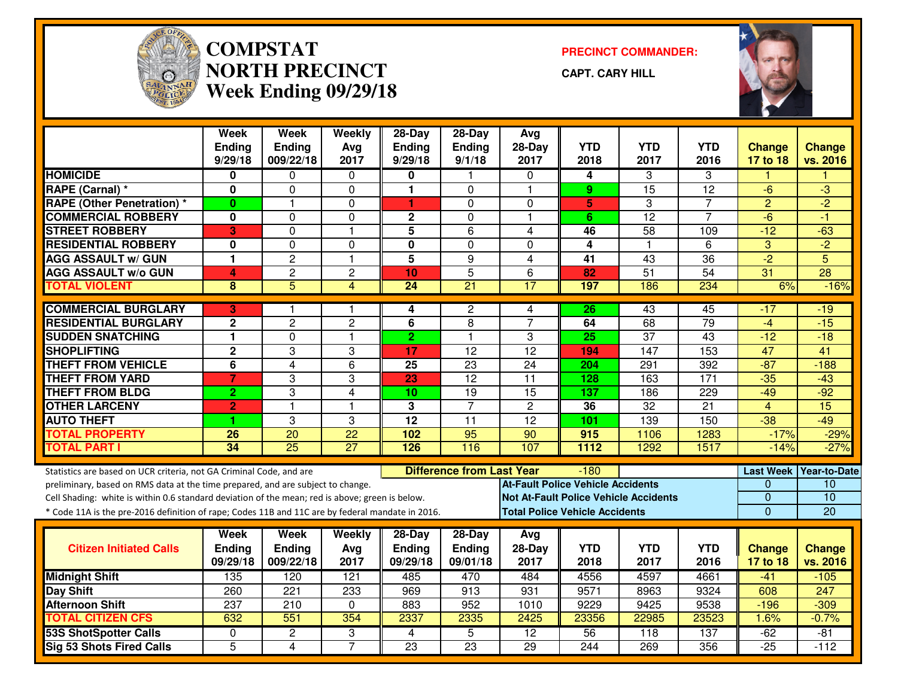# COMPSTAT NORTH PRECINCT
## Week Ending 09/29/18

**PRECINCT COMMANDER:**

**CAPT. CARY HILL**

| | Week Ending 9/29/18 | Week Ending 009/22/18 | Weekly Avg 2017 | 28-Day Ending 9/29/18 | 28-Day Ending 9/1/18 | Avg 28-Day 2017 | YTD 2018 | YTD 2017 | YTD 2016 | Change 17 to 18 | Change vs. 2016 |
|---|---|---|---|---|---|---|---|---|---|---|---|
| HOMICIDE | 0 | 0 | 0 | 0 | 1 | 0 | 4 | 3 | 3 | 1 | 1 |
| RAPE (Carnal) * | 0 | 0 | 0 | 1 | 0 | 1 | 9 | 15 | 12 | -6 | -3 |
| RAPE (Other Penetration) * | 0 | 1 | 0 | 1 | 0 | 0 | 5 | 3 | 7 | 2 | -2 |
| COMMERCIAL ROBBERY | 0 | 0 | 0 | 2 | 0 | 1 | 6 | 12 | 7 | -6 | -1 |
| STREET ROBBERY | 3 | 0 | 1 | 5 | 6 | 4 | 46 | 58 | 109 | -12 | -63 |
| RESIDENTIAL ROBBERY | 0 | 0 | 0 | 0 | 0 | 0 | 4 | 1 | 6 | 3 | -2 |
| AGG ASSAULT w/ GUN | 1 | 2 | 1 | 5 | 9 | 4 | 41 | 43 | 36 | -2 | 5 |
| AGG ASSAULT w/o GUN | 4 | 2 | 2 | 10 | 5 | 6 | 82 | 51 | 54 | 31 | 28 |
| TOTAL VIOLENT | 8 | 5 | 4 | 24 | 21 | 17 | 197 | 186 | 234 | 6% | -16% |
| COMMERCIAL BURGLARY | 3 | 1 | 1 | 4 | 2 | 4 | 26 | 43 | 45 | -17 | -19 |
| RESIDENTIAL BURGLARY | 2 | 2 | 2 | 6 | 8 | 7 | 64 | 68 | 79 | -4 | -15 |
| SUDDEN SNATCHING | 1 | 0 | 1 | 2 | 1 | 3 | 25 | 37 | 43 | -12 | -18 |
| SHOPLIFTING | 2 | 3 | 3 | 17 | 12 | 12 | 194 | 147 | 153 | 47 | 41 |
| THEFT FROM VEHICLE | 6 | 4 | 6 | 25 | 23 | 24 | 204 | 291 | 392 | -87 | -188 |
| THEFT FROM YARD | 7 | 3 | 3 | 23 | 12 | 11 | 128 | 163 | 171 | -35 | -43 |
| THEFT FROM BLDG | 2 | 3 | 4 | 10 | 19 | 15 | 137 | 186 | 229 | -49 | -92 |
| OTHER LARCENY | 2 | 1 | 1 | 3 | 7 | 2 | 36 | 32 | 21 | 4 | 15 |
| AUTO THEFT | 1 | 3 | 3 | 12 | 11 | 12 | 101 | 139 | 150 | -38 | -49 |
| TOTAL PROPERTY | 26 | 20 | 22 | 102 | 95 | 90 | 915 | 1106 | 1283 | -17% | -29% |
| TOTAL PART I | 34 | 25 | 27 | 126 | 116 | 107 | 1112 | 1292 | 1517 | -14% | -27% |

Statistics are based on UCR criteria, not GA Criminal Code, and are preliminary, based on RMS data at the time prepared, and are subject to change.

Cell Shading: white is within 0.6 standard deviation of the mean; red is above; green is below.

* Code 11A is the pre-2016 definition of rape; Codes 11B and 11C are by federal mandate in 2016.

**Difference from Last Year:** -180

| | Last Week | Year-to-Date |
|---|---|---|
| At-Fault Police Vehicle Accidents | 0 | 10 |
| Not At-Fault Police Vehicle Accidents | 0 | 10 |
| Total Police Vehicle Accidents | 0 | 20 |

| Citizen Initiated Calls | Week Ending 09/29/18 | Week Ending 009/22/18 | Weekly Avg 2017 | 28-Day Ending 09/29/18 | 28-Day Ending 09/01/18 | Avg 28-Day 2017 | YTD 2018 | YTD 2017 | YTD 2016 | Change 17 to 18 | Change vs. 2016 |
|---|---|---|---|---|---|---|---|---|---|---|---|
| Midnight Shift | 135 | 120 | 121 | 485 | 470 | 484 | 4556 | 4597 | 4661 | -41 | -105 |
| Day Shift | 260 | 221 | 233 | 969 | 913 | 931 | 9571 | 8963 | 9324 | 608 | 247 |
| Afternoon Shift | 237 | 210 | 0 | 883 | 952 | 1010 | 9229 | 9425 | 9538 | -196 | -309 |
| TOTAL CITIZEN CFS | 632 | 551 | 354 | 2337 | 2335 | 2425 | 23356 | 22985 | 23523 | 1.6% | -0.7% |
| 53S ShotSpotter Calls | 0 | 2 | 3 | 4 | 5 | 12 | 56 | 118 | 137 | -62 | -81 |
| Sig 53 Shots Fired Calls | 5 | 4 | 7 | 23 | 23 | 29 | 244 | 269 | 356 | -25 | -112 |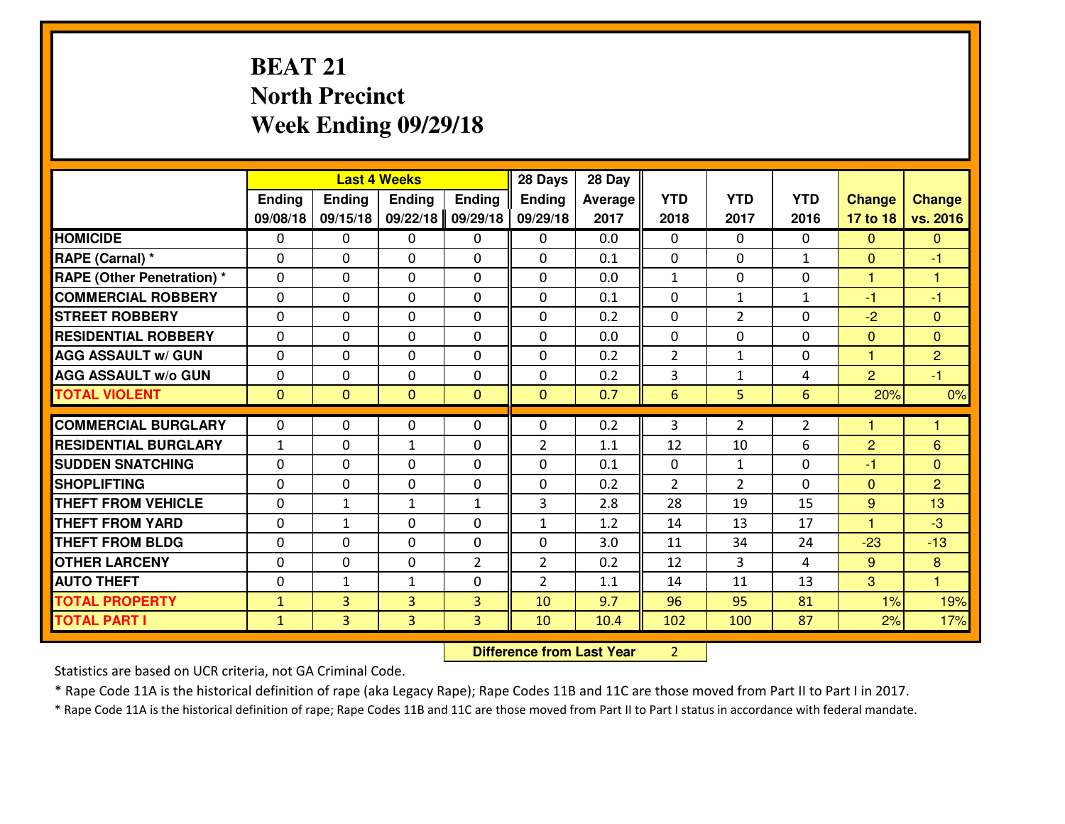# BEAT 21
## North Precinct
## Week Ending 09/29/18

| | Last 4 Weeks | | | | 28 Days | 28 Day | | | | | |
|---|---|---|---|---|---|---|---|---|---|---|---|
| | Ending 09/08/18 | Ending 09/15/18 | Ending 09/22/18 | Ending 09/29/18 | Ending 09/29/18 | Average 2017 | YTD 2018 | YTD 2017 | YTD 2016 | Change 17 to 18 | Change vs. 2016 |
| **HOMICIDE** | 0 | 0 | 0 | 0 | 0 | 0.0 | 0 | 0 | 0 | 0 | 0 |
| **RAPE (Carnal) *** | 0 | 0 | 0 | 0 | 0 | 0.1 | 0 | 0 | 1 | 0 | -1 |
| **RAPE (Other Penetration) *** | 0 | 0 | 0 | 0 | 0 | 0.0 | 1 | 0 | 0 | 1 | 1 |
| **COMMERCIAL ROBBERY** | 0 | 0 | 0 | 0 | 0 | 0.1 | 0 | 1 | 1 | -1 | -1 |
| **STREET ROBBERY** | 0 | 0 | 0 | 0 | 0 | 0.2 | 0 | 2 | 0 | -2 | 0 |
| **RESIDENTIAL ROBBERY** | 0 | 0 | 0 | 0 | 0 | 0.0 | 0 | 0 | 0 | 0 | 0 |
| **AGG ASSAULT w/ GUN** | 0 | 0 | 0 | 0 | 0 | 0.2 | 2 | 1 | 0 | 1 | 2 |
| **AGG ASSAULT w/o GUN** | 0 | 0 | 0 | 0 | 0 | 0.2 | 3 | 1 | 4 | 2 | -1 |
| **TOTAL VIOLENT** | 0 | 0 | 0 | 0 | 0 | 0.7 | 6 | 5 | 6 | 20% | 0% |
| **COMMERCIAL BURGLARY** | 0 | 0 | 0 | 0 | 0 | 0.2 | 3 | 2 | 2 | 1 | 1 |
| **RESIDENTIAL BURGLARY** | 1 | 0 | 1 | 0 | 2 | 1.1 | 12 | 10 | 6 | 2 | 6 |
| **SUDDEN SNATCHING** | 0 | 0 | 0 | 0 | 0 | 0.1 | 0 | 1 | 0 | -1 | 0 |
| **SHOPLIFTING** | 0 | 0 | 0 | 0 | 0 | 0.2 | 2 | 2 | 0 | 0 | 2 |
| **THEFT FROM VEHICLE** | 0 | 1 | 1 | 1 | 3 | 2.8 | 28 | 19 | 15 | 9 | 13 |
| **THEFT FROM YARD** | 0 | 1 | 0 | 0 | 1 | 1.2 | 14 | 13 | 17 | 1 | -3 |
| **THEFT FROM BLDG** | 0 | 0 | 0 | 0 | 0 | 3.0 | 11 | 34 | 24 | -23 | -13 |
| **OTHER LARCENY** | 0 | 0 | 0 | 2 | 2 | 0.2 | 12 | 3 | 4 | 9 | 8 |
| **AUTO THEFT** | 0 | 1 | 1 | 0 | 2 | 1.1 | 14 | 11 | 13 | 3 | 1 |
| **TOTAL PROPERTY** | 1 | 3 | 3 | 3 | 10 | 9.7 | 96 | 95 | 81 | 1% | 19% |
| **TOTAL PART I** | 1 | 3 | 3 | 3 | 10 | 10.4 | 102 | 100 | 87 | 2% | 17% |

**Difference from Last Year** 2

Statistics are based on UCR criteria, not GA Criminal Code.

* Rape Code 11A is the historical definition of rape (aka Legacy Rape); Rape Codes 11B and 11C are those moved from Part II to Part I in 2017.

* Rape Code 11A is the historical definition of rape; Rape Codes 11B and 11C are those moved from Part II to Part I status in accordance with federal mandate.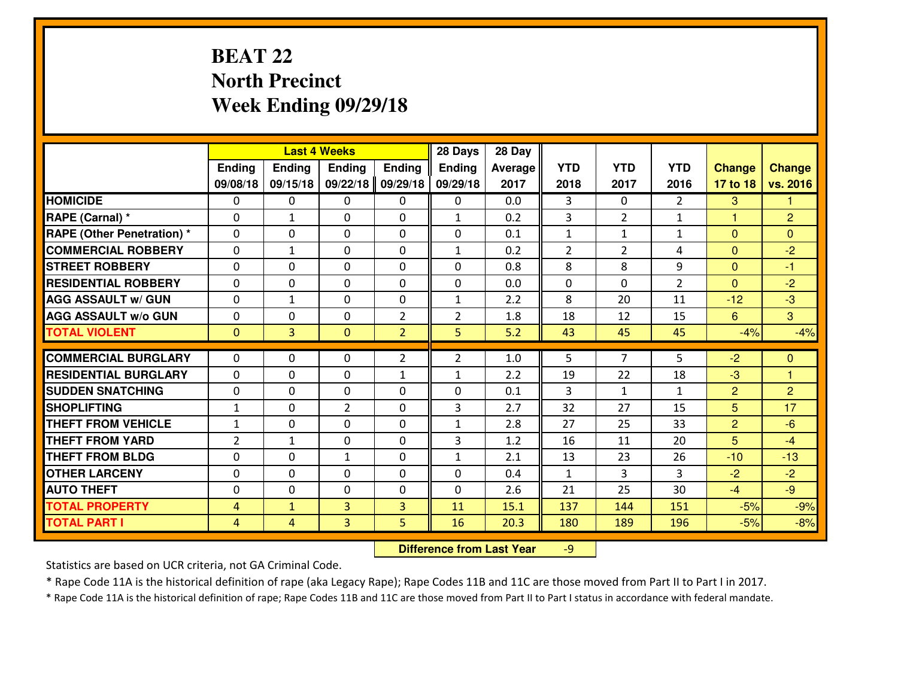# BEAT 22
## North Precinct
## Week Ending 09/29/18

| | Last 4 Weeks | | | | 28 Days | 28 Day | | | | | |
|---|---|---|---|---|---|---|---|---|---|---|---|
| | Ending 09/08/18 | Ending 09/15/18 | Ending 09/22/18 | Ending 09/29/18 | Ending 09/29/18 | Average 2017 | YTD 2018 | YTD 2017 | YTD 2016 | Change 17 to 18 | Change vs. 2016 |
| HOMICIDE | 0 | 0 | 0 | 0 | 0 | 0.0 | 3 | 0 | 2 | 3 | 1 |
| RAPE (Carnal) * | 0 | 1 | 0 | 0 | 1 | 0.2 | 3 | 2 | 1 | 1 | 2 |
| RAPE (Other Penetration) * | 0 | 0 | 0 | 0 | 0 | 0.1 | 1 | 1 | 1 | 0 | 0 |
| COMMERCIAL ROBBERY | 0 | 1 | 0 | 0 | 1 | 0.2 | 2 | 2 | 4 | 0 | -2 |
| STREET ROBBERY | 0 | 0 | 0 | 0 | 0 | 0.8 | 8 | 8 | 9 | 0 | -1 |
| RESIDENTIAL ROBBERY | 0 | 0 | 0 | 0 | 0 | 0.0 | 0 | 0 | 2 | 0 | -2 |
| AGG ASSAULT w/ GUN | 0 | 1 | 0 | 0 | 1 | 2.2 | 8 | 20 | 11 | -12 | -3 |
| AGG ASSAULT w/o GUN | 0 | 0 | 0 | 2 | 2 | 1.8 | 18 | 12 | 15 | 6 | 3 |
| TOTAL VIOLENT | 0 | 3 | 0 | 2 | 5 | 5.2 | 43 | 45 | 45 | -4% | -4% |
| COMMERCIAL BURGLARY | 0 | 0 | 0 | 2 | 2 | 1.0 | 5 | 7 | 5 | -2 | 0 |
| RESIDENTIAL BURGLARY | 0 | 0 | 0 | 1 | 1 | 2.2 | 19 | 22 | 18 | -3 | 1 |
| SUDDEN SNATCHING | 0 | 0 | 0 | 0 | 0 | 0.1 | 3 | 1 | 1 | 2 | 2 |
| SHOPLIFTING | 1 | 0 | 2 | 0 | 3 | 2.7 | 32 | 27 | 15 | 5 | 17 |
| THEFT FROM VEHICLE | 1 | 0 | 0 | 0 | 1 | 2.8 | 27 | 25 | 33 | 2 | -6 |
| THEFT FROM YARD | 2 | 1 | 0 | 0 | 3 | 1.2 | 16 | 11 | 20 | 5 | -4 |
| THEFT FROM BLDG | 0 | 0 | 1 | 0 | 1 | 2.1 | 13 | 23 | 26 | -10 | -13 |
| OTHER LARCENY | 0 | 0 | 0 | 0 | 0 | 0.4 | 1 | 3 | 3 | -2 | -2 |
| AUTO THEFT | 0 | 0 | 0 | 0 | 0 | 2.6 | 21 | 25 | 30 | -4 | -9 |
| TOTAL PROPERTY | 4 | 1 | 3 | 3 | 11 | 15.1 | 137 | 144 | 151 | -5% | -9% |
| TOTAL PART I | 4 | 4 | 3 | 5 | 16 | 20.3 | 180 | 189 | 196 | -5% | -8% |

**Difference from Last Year** -9

Statistics are based on UCR criteria, not GA Criminal Code.

* Rape Code 11A is the historical definition of rape (aka Legacy Rape); Rape Codes 11B and 11C are those moved from Part II to Part I in 2017.

* Rape Code 11A is the historical definition of rape; Rape Codes 11B and 11C are those moved from Part II to Part I status in accordance with federal mandate.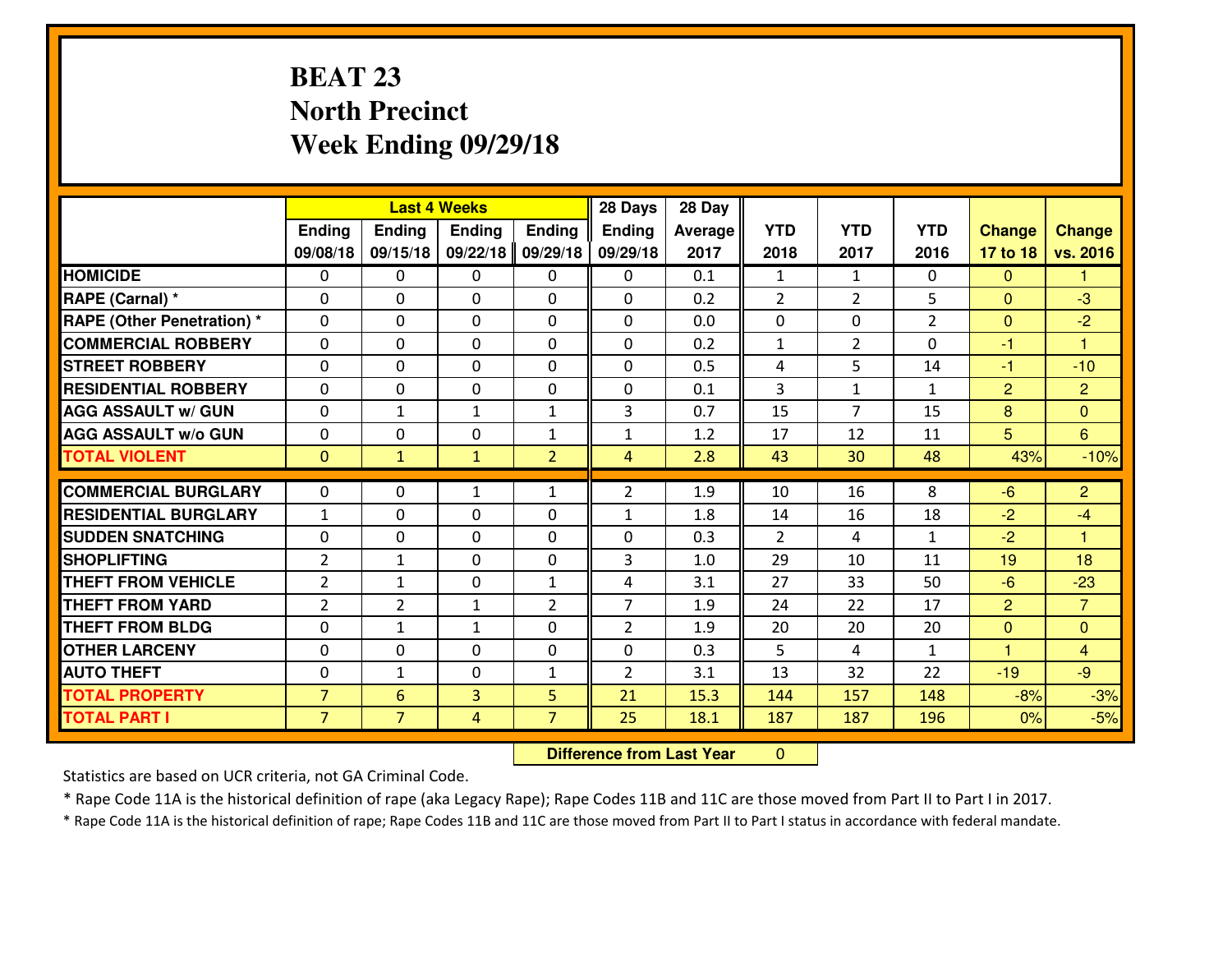# BEAT 23
## North Precinct
## Week Ending 09/29/18

| | Last 4 Weeks | | | | 28 Days | 28 Day | | | | | |
|---|---|---|---|---|---|---|---|---|---|---|---|
| | Ending 09/08/18 | Ending 09/15/18 | Ending 09/22/18 | Ending 09/29/18 | Ending 09/29/18 | Average 2017 | YTD 2018 | YTD 2017 | YTD 2016 | Change 17 to 18 | Change vs. 2016 |
| **HOMICIDE** | 0 | 0 | 0 | 0 | 0 | 0.1 | 1 | 1 | 0 | 0 | 1 |
| **RAPE (Carnal) *** | 0 | 0 | 0 | 0 | 0 | 0.2 | 2 | 2 | 5 | 0 | -3 |
| **RAPE (Other Penetration) *** | 0 | 0 | 0 | 0 | 0 | 0.0 | 0 | 0 | 2 | 0 | -2 |
| **COMMERCIAL ROBBERY** | 0 | 0 | 0 | 0 | 0 | 0.2 | 1 | 2 | 0 | -1 | 1 |
| **STREET ROBBERY** | 0 | 0 | 0 | 0 | 0 | 0.5 | 4 | 5 | 14 | -1 | -10 |
| **RESIDENTIAL ROBBERY** | 0 | 0 | 0 | 0 | 0 | 0.1 | 3 | 1 | 1 | 2 | 2 |
| **AGG ASSAULT w/ GUN** | 0 | 1 | 1 | 1 | 3 | 0.7 | 15 | 7 | 15 | 8 | 0 |
| **AGG ASSAULT w/o GUN** | 0 | 0 | 0 | 1 | 1 | 1.2 | 17 | 12 | 11 | 5 | 6 |
| **TOTAL VIOLENT** | 0 | 1 | 1 | 2 | 4 | 2.8 | 43 | 30 | 48 | 43% | -10% |
| **COMMERCIAL BURGLARY** | 0 | 0 | 1 | 1 | 2 | 1.9 | 10 | 16 | 8 | -6 | 2 |
| **RESIDENTIAL BURGLARY** | 1 | 0 | 0 | 0 | 1 | 1.8 | 14 | 16 | 18 | -2 | -4 |
| **SUDDEN SNATCHING** | 0 | 0 | 0 | 0 | 0 | 0.3 | 2 | 4 | 1 | -2 | 1 |
| **SHOPLIFTING** | 2 | 1 | 0 | 0 | 3 | 1.0 | 29 | 10 | 11 | 19 | 18 |
| **THEFT FROM VEHICLE** | 2 | 1 | 0 | 1 | 4 | 3.1 | 27 | 33 | 50 | -6 | -23 |
| **THEFT FROM YARD** | 2 | 2 | 1 | 2 | 7 | 1.9 | 24 | 22 | 17 | 2 | 7 |
| **THEFT FROM BLDG** | 0 | 1 | 1 | 0 | 2 | 1.9 | 20 | 20 | 20 | 0 | 0 |
| **OTHER LARCENY** | 0 | 0 | 0 | 0 | 0 | 0.3 | 5 | 4 | 1 | 1 | 4 |
| **AUTO THEFT** | 0 | 1 | 0 | 1 | 2 | 3.1 | 13 | 32 | 22 | -19 | -9 |
| **TOTAL PROPERTY** | 7 | 6 | 3 | 5 | 21 | 15.3 | 144 | 157 | 148 | -8% | -3% |
| **TOTAL PART I** | 7 | 7 | 4 | 7 | 25 | 18.1 | 187 | 187 | 196 | 0% | -5% |

**Difference from Last Year** 0

Statistics are based on UCR criteria, not GA Criminal Code.

* Rape Code 11A is the historical definition of rape (aka Legacy Rape); Rape Codes 11B and 11C are those moved from Part II to Part I in 2017.

* Rape Code 11A is the historical definition of rape; Rape Codes 11B and 11C are those moved from Part II to Part I status in accordance with federal mandate.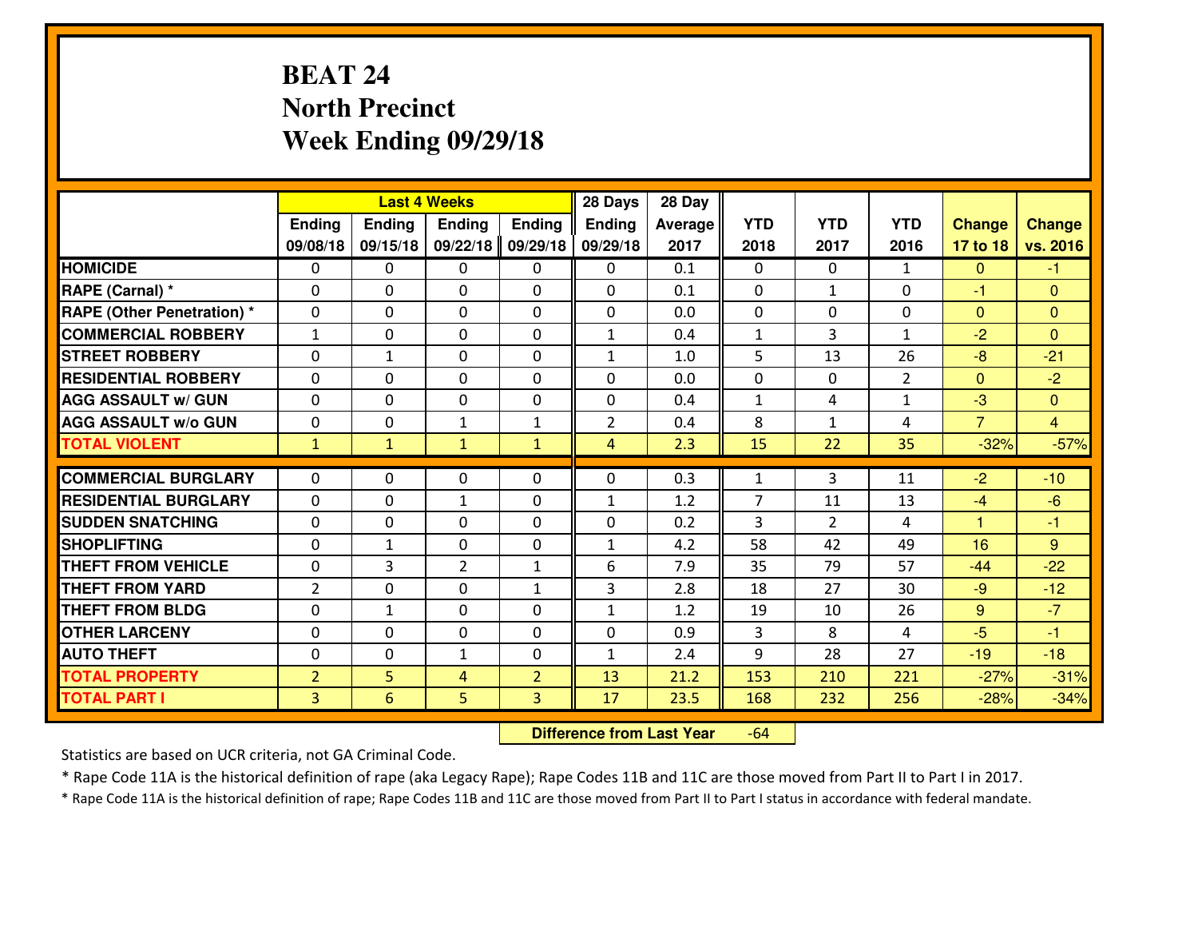# BEAT 24
## North Precinct
## Week Ending 09/29/18

| | Last 4 Weeks | | | | 28 Days | 28 Day | | | | | |
|---|---|---|---|---|---|---|---|---|---|---|---|
| | Ending 09/08/18 | Ending 09/15/18 | Ending 09/22/18 | Ending 09/29/18 | Ending 09/29/18 | Average 2017 | YTD 2018 | YTD 2017 | YTD 2016 | Change 17 to 18 | Change vs. 2016 |
| HOMICIDE | 0 | 0 | 0 | 0 | 0 | 0.1 | 0 | 0 | 1 | 0 | -1 |
| RAPE (Carnal) * | 0 | 0 | 0 | 0 | 0 | 0.1 | 0 | 1 | 0 | -1 | 0 |
| RAPE (Other Penetration) * | 0 | 0 | 0 | 0 | 0 | 0.0 | 0 | 0 | 0 | 0 | 0 |
| COMMERCIAL ROBBERY | 1 | 0 | 0 | 0 | 1 | 0.4 | 1 | 3 | 1 | -2 | 0 |
| STREET ROBBERY | 0 | 1 | 0 | 0 | 1 | 1.0 | 5 | 13 | 26 | -8 | -21 |
| RESIDENTIAL ROBBERY | 0 | 0 | 0 | 0 | 0 | 0.0 | 0 | 0 | 2 | 0 | -2 |
| AGG ASSAULT w/ GUN | 0 | 0 | 0 | 0 | 0 | 0.4 | 1 | 4 | 1 | -3 | 0 |
| AGG ASSAULT w/o GUN | 0 | 0 | 1 | 1 | 2 | 0.4 | 8 | 1 | 4 | 7 | 4 |
| TOTAL VIOLENT | 1 | 1 | 1 | 1 | 4 | 2.3 | 15 | 22 | 35 | -32% | -57% |
| COMMERCIAL BURGLARY | 0 | 0 | 0 | 0 | 0 | 0.3 | 1 | 3 | 11 | -2 | -10 |
| RESIDENTIAL BURGLARY | 0 | 0 | 1 | 0 | 1 | 1.2 | 7 | 11 | 13 | -4 | -6 |
| SUDDEN SNATCHING | 0 | 0 | 0 | 0 | 0 | 0.2 | 3 | 2 | 4 | 1 | -1 |
| SHOPLIFTING | 0 | 1 | 0 | 0 | 1 | 4.2 | 58 | 42 | 49 | 16 | 9 |
| THEFT FROM VEHICLE | 0 | 3 | 2 | 1 | 6 | 7.9 | 35 | 79 | 57 | -44 | -22 |
| THEFT FROM YARD | 2 | 0 | 0 | 1 | 3 | 2.8 | 18 | 27 | 30 | -9 | -12 |
| THEFT FROM BLDG | 0 | 1 | 0 | 0 | 1 | 1.2 | 19 | 10 | 26 | 9 | -7 |
| OTHER LARCENY | 0 | 0 | 0 | 0 | 0 | 0.9 | 3 | 8 | 4 | -5 | -1 |
| AUTO THEFT | 0 | 0 | 1 | 0 | 1 | 2.4 | 9 | 28 | 27 | -19 | -18 |
| TOTAL PROPERTY | 2 | 5 | 4 | 2 | 13 | 21.2 | 153 | 210 | 221 | -27% | -31% |
| TOTAL PART I | 3 | 6 | 5 | 3 | 17 | 23.5 | 168 | 232 | 256 | -28% | -34% |

**Difference from Last Year** -64

Statistics are based on UCR criteria, not GA Criminal Code.

* Rape Code 11A is the historical definition of rape (aka Legacy Rape); Rape Codes 11B and 11C are those moved from Part II to Part I in 2017.

* Rape Code 11A is the historical definition of rape; Rape Codes 11B and 11C are those moved from Part II to Part I status in accordance with federal mandate.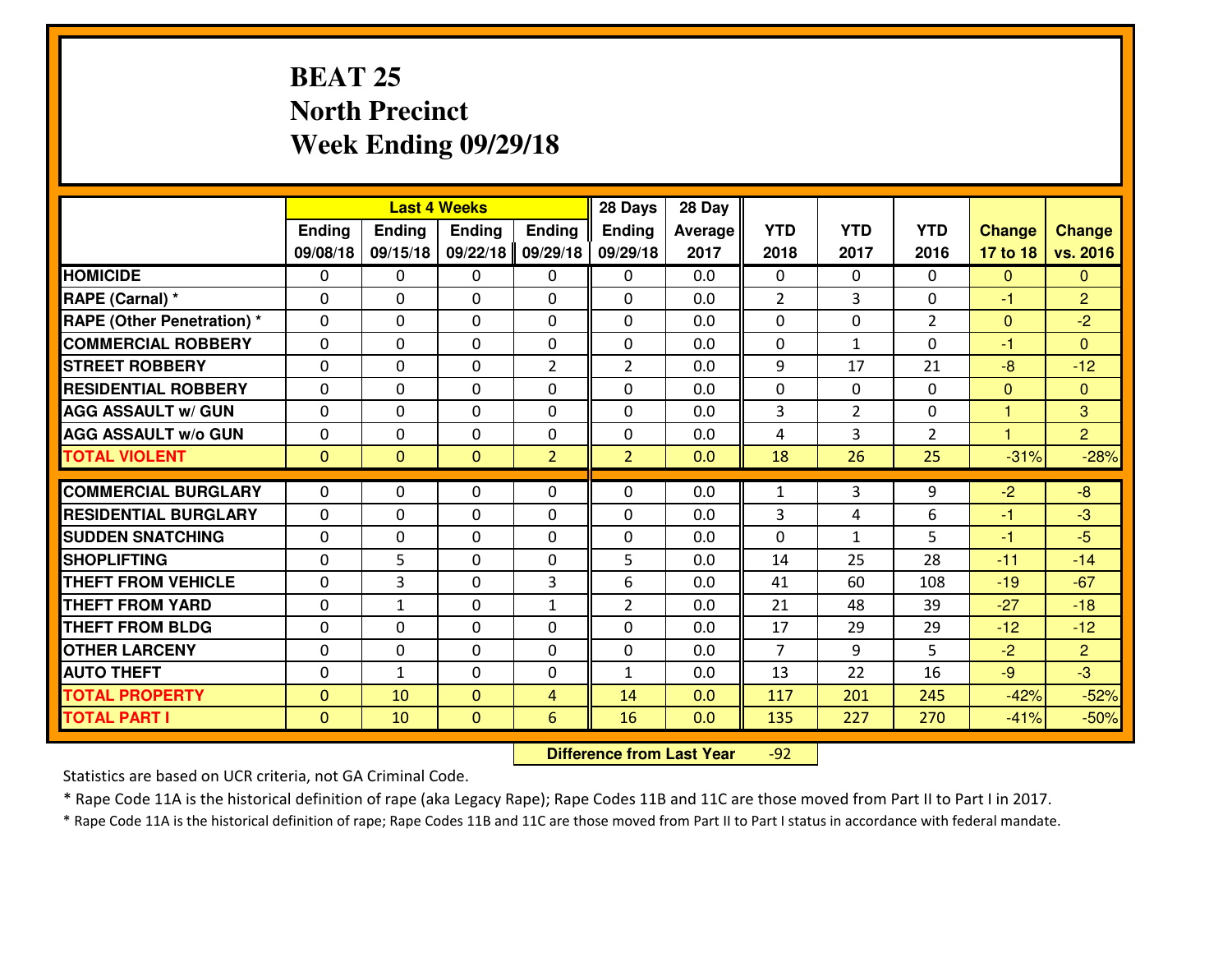# BEAT 25
## North Precinct
## Week Ending 09/29/18

| | Last 4 Weeks | | | | 28 Days | 28 Day | | | | | |
|---|---|---|---|---|---|---|---|---|---|---|---|
| | Ending 09/08/18 | Ending 09/15/18 | Ending 09/22/18 | Ending 09/29/18 | Ending 09/29/18 | Average 2017 | YTD 2018 | YTD 2017 | YTD 2016 | Change 17 to 18 | Change vs. 2016 |
| HOMICIDE | 0 | 0 | 0 | 0 | 0 | 0.0 | 0 | 0 | 0 | 0 | 0 |
| RAPE (Carnal) * | 0 | 0 | 0 | 0 | 0 | 0.0 | 2 | 3 | 0 | -1 | 2 |
| RAPE (Other Penetration) * | 0 | 0 | 0 | 0 | 0 | 0.0 | 0 | 0 | 2 | 0 | -2 |
| COMMERCIAL ROBBERY | 0 | 0 | 0 | 0 | 0 | 0.0 | 0 | 1 | 0 | -1 | 0 |
| STREET ROBBERY | 0 | 0 | 0 | 2 | 2 | 0.0 | 9 | 17 | 21 | -8 | -12 |
| RESIDENTIAL ROBBERY | 0 | 0 | 0 | 0 | 0 | 0.0 | 0 | 0 | 0 | 0 | 0 |
| AGG ASSAULT w/ GUN | 0 | 0 | 0 | 0 | 0 | 0.0 | 3 | 2 | 0 | 1 | 3 |
| AGG ASSAULT w/o GUN | 0 | 0 | 0 | 0 | 0 | 0.0 | 4 | 3 | 2 | 1 | 2 |
| TOTAL VIOLENT | 0 | 0 | 0 | 2 | 2 | 0.0 | 18 | 26 | 25 | -31% | -28% |
| COMMERCIAL BURGLARY | 0 | 0 | 0 | 0 | 0 | 0.0 | 1 | 3 | 9 | -2 | -8 |
| RESIDENTIAL BURGLARY | 0 | 0 | 0 | 0 | 0 | 0.0 | 3 | 4 | 6 | -1 | -3 |
| SUDDEN SNATCHING | 0 | 0 | 0 | 0 | 0 | 0.0 | 0 | 1 | 5 | -1 | -5 |
| SHOPLIFTING | 0 | 5 | 0 | 0 | 5 | 0.0 | 14 | 25 | 28 | -11 | -14 |
| THEFT FROM VEHICLE | 0 | 3 | 0 | 3 | 6 | 0.0 | 41 | 60 | 108 | -19 | -67 |
| THEFT FROM YARD | 0 | 1 | 0 | 1 | 2 | 0.0 | 21 | 48 | 39 | -27 | -18 |
| THEFT FROM BLDG | 0 | 0 | 0 | 0 | 0 | 0.0 | 17 | 29 | 29 | -12 | -12 |
| OTHER LARCENY | 0 | 0 | 0 | 0 | 0 | 0.0 | 7 | 9 | 5 | -2 | 2 |
| AUTO THEFT | 0 | 1 | 0 | 0 | 1 | 0.0 | 13 | 22 | 16 | -9 | -3 |
| TOTAL PROPERTY | 0 | 10 | 0 | 4 | 14 | 0.0 | 117 | 201 | 245 | -42% | -52% |
| TOTAL PART I | 0 | 10 | 0 | 6 | 16 | 0.0 | 135 | 227 | 270 | -41% | -50% |

**Difference from Last Year** -92

Statistics are based on UCR criteria, not GA Criminal Code.

* Rape Code 11A is the historical definition of rape (aka Legacy Rape); Rape Codes 11B and 11C are those moved from Part II to Part I in 2017.

* Rape Code 11A is the historical definition of rape; Rape Codes 11B and 11C are those moved from Part II to Part I status in accordance with federal mandate.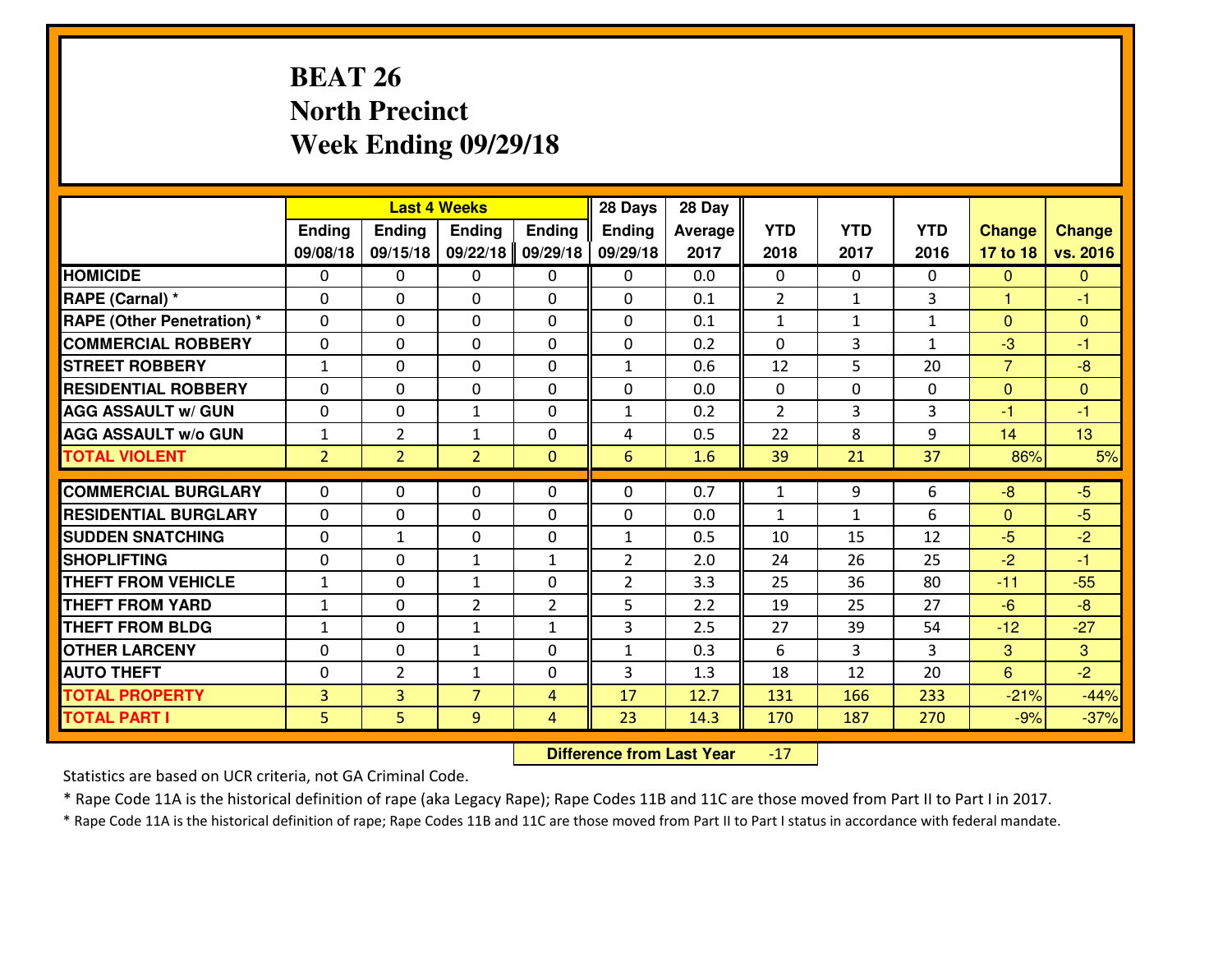# BEAT 26
## North Precinct
## Week Ending 09/29/18

| | Last 4 Weeks | | | | 28 Days | 28 Day | | | | | |
|---|---|---|---|---|---|---|---|---|---|---|---|
| | Ending 09/08/18 | Ending 09/15/18 | Ending 09/22/18 | Ending 09/29/18 | Ending 09/29/18 | Average 2017 | YTD 2018 | YTD 2017 | YTD 2016 | Change 17 to 18 | Change vs. 2016 |
| **HOMICIDE** | 0 | 0 | 0 | 0 | 0 | 0.0 | 0 | 0 | 0 | 0 | 0 |
| **RAPE (Carnal) *** | 0 | 0 | 0 | 0 | 0 | 0.1 | 2 | 1 | 3 | 1 | -1 |
| **RAPE (Other Penetration) *** | 0 | 0 | 0 | 0 | 0 | 0.1 | 1 | 1 | 1 | 0 | 0 |
| **COMMERCIAL ROBBERY** | 0 | 0 | 0 | 0 | 0 | 0.2 | 0 | 3 | 1 | -3 | -1 |
| **STREET ROBBERY** | 1 | 0 | 0 | 0 | 1 | 0.6 | 12 | 5 | 20 | 7 | -8 |
| **RESIDENTIAL ROBBERY** | 0 | 0 | 0 | 0 | 0 | 0.0 | 0 | 0 | 0 | 0 | 0 |
| **AGG ASSAULT w/ GUN** | 0 | 0 | 1 | 0 | 1 | 0.2 | 2 | 3 | 3 | -1 | -1 |
| **AGG ASSAULT w/o GUN** | 1 | 2 | 1 | 0 | 4 | 0.5 | 22 | 8 | 9 | 14 | 13 |
| **TOTAL VIOLENT** | 2 | 2 | 2 | 0 | 6 | 1.6 | 39 | 21 | 37 | 86% | 5% |
| **COMMERCIAL BURGLARY** | 0 | 0 | 0 | 0 | 0 | 0.7 | 1 | 9 | 6 | -8 | -5 |
| **RESIDENTIAL BURGLARY** | 0 | 0 | 0 | 0 | 0 | 0.0 | 1 | 1 | 6 | 0 | -5 |
| **SUDDEN SNATCHING** | 0 | 1 | 0 | 0 | 1 | 0.5 | 10 | 15 | 12 | -5 | -2 |
| **SHOPLIFTING** | 0 | 0 | 1 | 1 | 2 | 2.0 | 24 | 26 | 25 | -2 | -1 |
| **THEFT FROM VEHICLE** | 1 | 0 | 1 | 0 | 2 | 3.3 | 25 | 36 | 80 | -11 | -55 |
| **THEFT FROM YARD** | 1 | 0 | 2 | 2 | 5 | 2.2 | 19 | 25 | 27 | -6 | -8 |
| **THEFT FROM BLDG** | 1 | 0 | 1 | 1 | 3 | 2.5 | 27 | 39 | 54 | -12 | -27 |
| **OTHER LARCENY** | 0 | 0 | 1 | 0 | 1 | 0.3 | 6 | 3 | 3 | 3 | 3 |
| **AUTO THEFT** | 0 | 2 | 1 | 0 | 3 | 1.3 | 18 | 12 | 20 | 6 | -2 |
| **TOTAL PROPERTY** | 3 | 3 | 7 | 4 | 17 | 12.7 | 131 | 166 | 233 | -21% | -44% |
| **TOTAL PART I** | 5 | 5 | 9 | 4 | 23 | 14.3 | 170 | 187 | 270 | -9% | -37% |

**Difference from Last Year** -17

Statistics are based on UCR criteria, not GA Criminal Code.

* Rape Code 11A is the historical definition of rape (aka Legacy Rape); Rape Codes 11B and 11C are those moved from Part II to Part I in 2017.

* Rape Code 11A is the historical definition of rape; Rape Codes 11B and 11C are those moved from Part II to Part I status in accordance with federal mandate.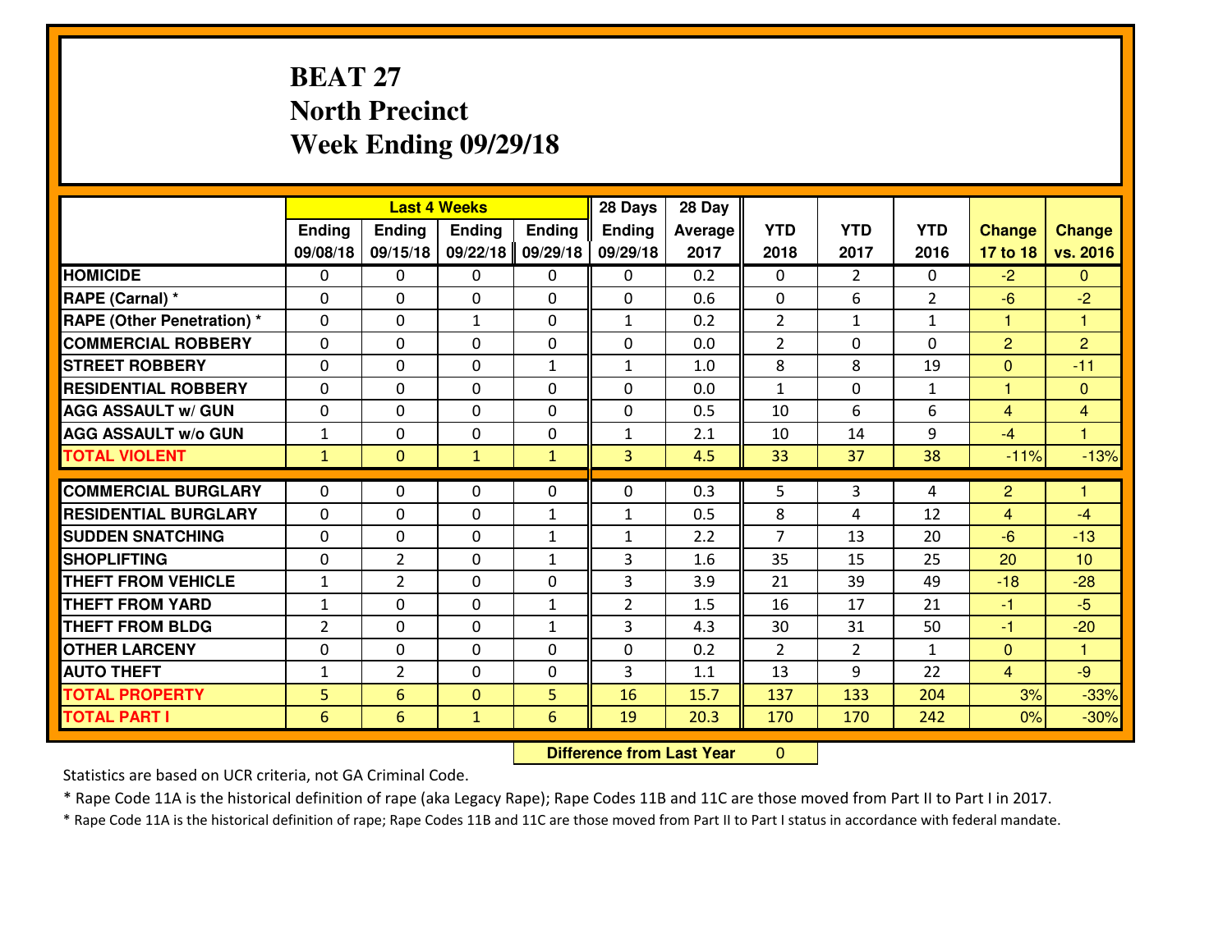# BEAT 27
## North Precinct
## Week Ending 09/29/18

| | Last 4 Weeks | | | | 28 Days | 28 Day | | | | | |
|---|---|---|---|---|---|---|---|---|---|---|---|
| | Ending 09/08/18 | Ending 09/15/18 | Ending 09/22/18 | Ending 09/29/18 | Ending 09/29/18 | Average 2017 | YTD 2018 | YTD 2017 | YTD 2016 | Change 17 to 18 | Change vs. 2016 |
| HOMICIDE | 0 | 0 | 0 | 0 | 0 | 0.2 | 0 | 2 | 0 | -2 | 0 |
| RAPE (Carnal) * | 0 | 0 | 0 | 0 | 0 | 0.6 | 0 | 6 | 2 | -6 | -2 |
| RAPE (Other Penetration) * | 0 | 0 | 1 | 0 | 1 | 0.2 | 2 | 1 | 1 | 1 | 1 |
| COMMERCIAL ROBBERY | 0 | 0 | 0 | 0 | 0 | 0.0 | 2 | 0 | 0 | 2 | 2 |
| STREET ROBBERY | 0 | 0 | 0 | 1 | 1 | 1.0 | 8 | 8 | 19 | 0 | -11 |
| RESIDENTIAL ROBBERY | 0 | 0 | 0 | 0 | 0 | 0.0 | 1 | 0 | 1 | 1 | 0 |
| AGG ASSAULT w/ GUN | 0 | 0 | 0 | 0 | 0 | 0.5 | 10 | 6 | 6 | 4 | 4 |
| AGG ASSAULT w/o GUN | 1 | 0 | 0 | 0 | 1 | 2.1 | 10 | 14 | 9 | -4 | 1 |
| TOTAL VIOLENT | 1 | 0 | 1 | 1 | 3 | 4.5 | 33 | 37 | 38 | -11% | -13% |
| COMMERCIAL BURGLARY | 0 | 0 | 0 | 0 | 0 | 0.3 | 5 | 3 | 4 | 2 | 1 |
| RESIDENTIAL BURGLARY | 0 | 0 | 0 | 1 | 1 | 0.5 | 8 | 4 | 12 | 4 | -4 |
| SUDDEN SNATCHING | 0 | 0 | 0 | 1 | 1 | 2.2 | 7 | 13 | 20 | -6 | -13 |
| SHOPLIFTING | 0 | 2 | 0 | 1 | 3 | 1.6 | 35 | 15 | 25 | 20 | 10 |
| THEFT FROM VEHICLE | 1 | 2 | 0 | 0 | 3 | 3.9 | 21 | 39 | 49 | -18 | -28 |
| THEFT FROM YARD | 1 | 0 | 0 | 1 | 2 | 1.5 | 16 | 17 | 21 | -1 | -5 |
| THEFT FROM BLDG | 2 | 0 | 0 | 1 | 3 | 4.3 | 30 | 31 | 50 | -1 | -20 |
| OTHER LARCENY | 0 | 0 | 0 | 0 | 0 | 0.2 | 2 | 2 | 1 | 0 | 1 |
| AUTO THEFT | 1 | 2 | 0 | 0 | 3 | 1.1 | 13 | 9 | 22 | 4 | -9 |
| TOTAL PROPERTY | 5 | 6 | 0 | 5 | 16 | 15.7 | 137 | 133 | 204 | 3% | -33% |
| TOTAL PART I | 6 | 6 | 1 | 6 | 19 | 20.3 | 170 | 170 | 242 | 0% | -30% |

**Difference from Last Year** 0

Statistics are based on UCR criteria, not GA Criminal Code.

* Rape Code 11A is the historical definition of rape (aka Legacy Rape); Rape Codes 11B and 11C are those moved from Part II to Part I in 2017.

* Rape Code 11A is the historical definition of rape; Rape Codes 11B and 11C are those moved from Part II to Part I status in accordance with federal mandate.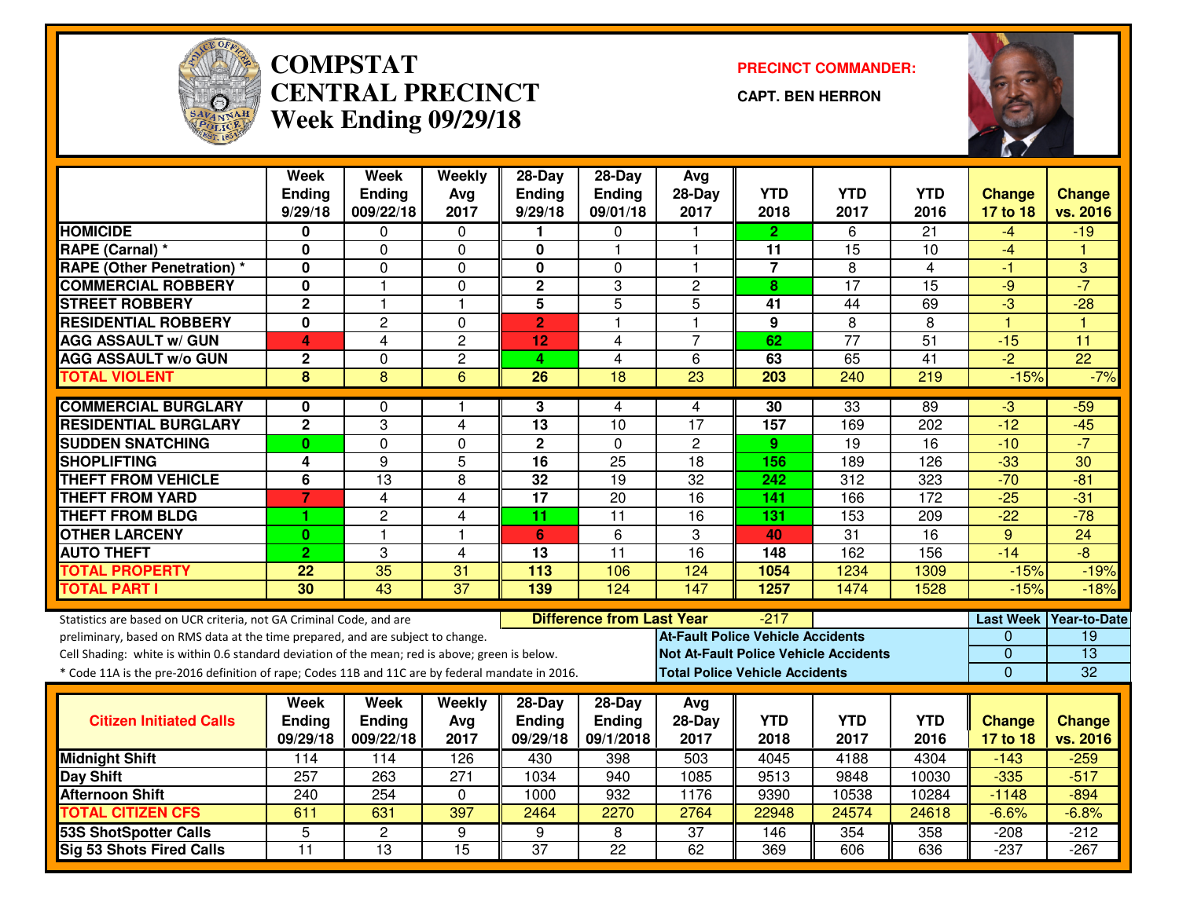# COMPSTAT
# CENTRAL PRECINCT
## Week Ending 09/29/18

**PRECINCT COMMANDER:**

**CAPT. BEN HERRON**

| | Week Ending 9/29/18 | Week Ending 009/22/18 | Weekly Avg 2017 | 28-Day Ending 9/29/18 | 28-Day Ending 09/01/18 | Avg 28-Day 2017 | YTD 2018 | YTD 2017 | YTD 2016 | Change 17 to 18 | Change vs. 2016 |
|---|---|---|---|---|---|---|---|---|---|---|---|
| **HOMICIDE** | 0 | 0 | 0 | 1 | 0 | 1 | 2 | 6 | 21 | -4 | -19 |
| **RAPE (Carnal) *** | 0 | 0 | 0 | 0 | 1 | 1 | 11 | 15 | 10 | -4 | 1 |
| **RAPE (Other Penetration) *** | 0 | 0 | 0 | 0 | 0 | 1 | 7 | 8 | 4 | -1 | 3 |
| **COMMERCIAL ROBBERY** | 0 | 1 | 0 | 2 | 3 | 2 | 8 | 17 | 15 | -9 | -7 |
| **STREET ROBBERY** | 2 | 1 | 1 | 5 | 5 | 5 | 41 | 44 | 69 | -3 | -28 |
| **RESIDENTIAL ROBBERY** | 0 | 2 | 0 | 2 | 1 | 1 | 9 | 8 | 8 | 1 | 1 |
| **AGG ASSAULT w/ GUN** | 4 | 4 | 2 | 12 | 4 | 7 | 62 | 77 | 51 | -15 | 11 |
| **AGG ASSAULT w/o GUN** | 2 | 0 | 2 | 4 | 4 | 6 | 63 | 65 | 41 | -2 | 22 |
| **TOTAL VIOLENT** | 8 | 8 | 6 | 26 | 18 | 23 | 203 | 240 | 219 | -15% | -7% |
| **COMMERCIAL BURGLARY** | 0 | 0 | 1 | 3 | 4 | 4 | 30 | 33 | 89 | -3 | -59 |
| **RESIDENTIAL BURGLARY** | 2 | 3 | 4 | 13 | 10 | 17 | 157 | 169 | 202 | -12 | -45 |
| **SUDDEN SNATCHING** | 0 | 0 | 0 | 2 | 0 | 2 | 9 | 19 | 16 | -10 | -7 |
| **SHOPLIFTING** | 4 | 9 | 5 | 16 | 25 | 18 | 156 | 189 | 126 | -33 | 30 |
| **THEFT FROM VEHICLE** | 6 | 13 | 8 | 32 | 19 | 32 | 242 | 312 | 323 | -70 | -81 |
| **THEFT FROM YARD** | 7 | 4 | 4 | 17 | 20 | 16 | 141 | 166 | 172 | -25 | -31 |
| **THEFT FROM BLDG** | 1 | 2 | 4 | 11 | 11 | 16 | 131 | 153 | 209 | -22 | -78 |
| **OTHER LARCENY** | 0 | 1 | 1 | 6 | 6 | 3 | 40 | 31 | 16 | 9 | 24 |
| **AUTO THEFT** | 2 | 3 | 4 | 13 | 11 | 16 | 148 | 162 | 156 | -14 | -8 |
| **TOTAL PROPERTY** | 22 | 35 | 31 | 113 | 106 | 124 | 1054 | 1234 | 1309 | -15% | -19% |
| **TOTAL PART I** | 30 | 43 | 37 | 139 | 124 | 147 | 1257 | 1474 | 1528 | -15% | -18% |

Statistics are based on UCR criteria, not GA Criminal Code, and are preliminary, based on RMS data at the time prepared, and are subject to change.
Cell Shading: white is within 0.6 standard deviation of the mean; red is above; green is below.
* Code 11A is the pre-2016 definition of rape; Codes 11B and 11C are by federal mandate in 2016.

**Difference from Last Year:** -217

| | Last Week | Year-to-Date |
|---|---|---|
| **At-Fault Police Vehicle Accidents** | 0 | 19 |
| **Not At-Fault Police Vehicle Accidents** | 0 | 13 |
| **Total Police Vehicle Accidents** | 0 | 32 |

| Citizen Initiated Calls | Week Ending 09/29/18 | Week Ending 009/22/18 | Weekly Avg 2017 | 28-Day Ending 09/29/18 | 28-Day Ending 09/1/2018 | Avg 28-Day 2017 | YTD 2018 | YTD 2017 | YTD 2016 | Change 17 to 18 | Change vs. 2016 |
|---|---|---|---|---|---|---|---|---|---|---|---|
| **Midnight Shift** | 114 | 114 | 126 | 430 | 398 | 503 | 4045 | 4188 | 4304 | -143 | -259 |
| **Day Shift** | 257 | 263 | 271 | 1034 | 940 | 1085 | 9513 | 9848 | 10030 | -335 | -517 |
| **Afternoon Shift** | 240 | 254 | 0 | 1000 | 932 | 1176 | 9390 | 10538 | 10284 | -1148 | -894 |
| **TOTAL CITIZEN CFS** | 611 | 631 | 397 | 2464 | 2270 | 2764 | 22948 | 24574 | 24618 | -6.6% | -6.8% |
| **53S ShotSpotter Calls** | 5 | 2 | 9 | 9 | 8 | 37 | 146 | 354 | 358 | -208 | -212 |
| **Sig 53 Shots Fired Calls** | 11 | 13 | 15 | 37 | 22 | 62 | 369 | 606 | 636 | -237 | -267 |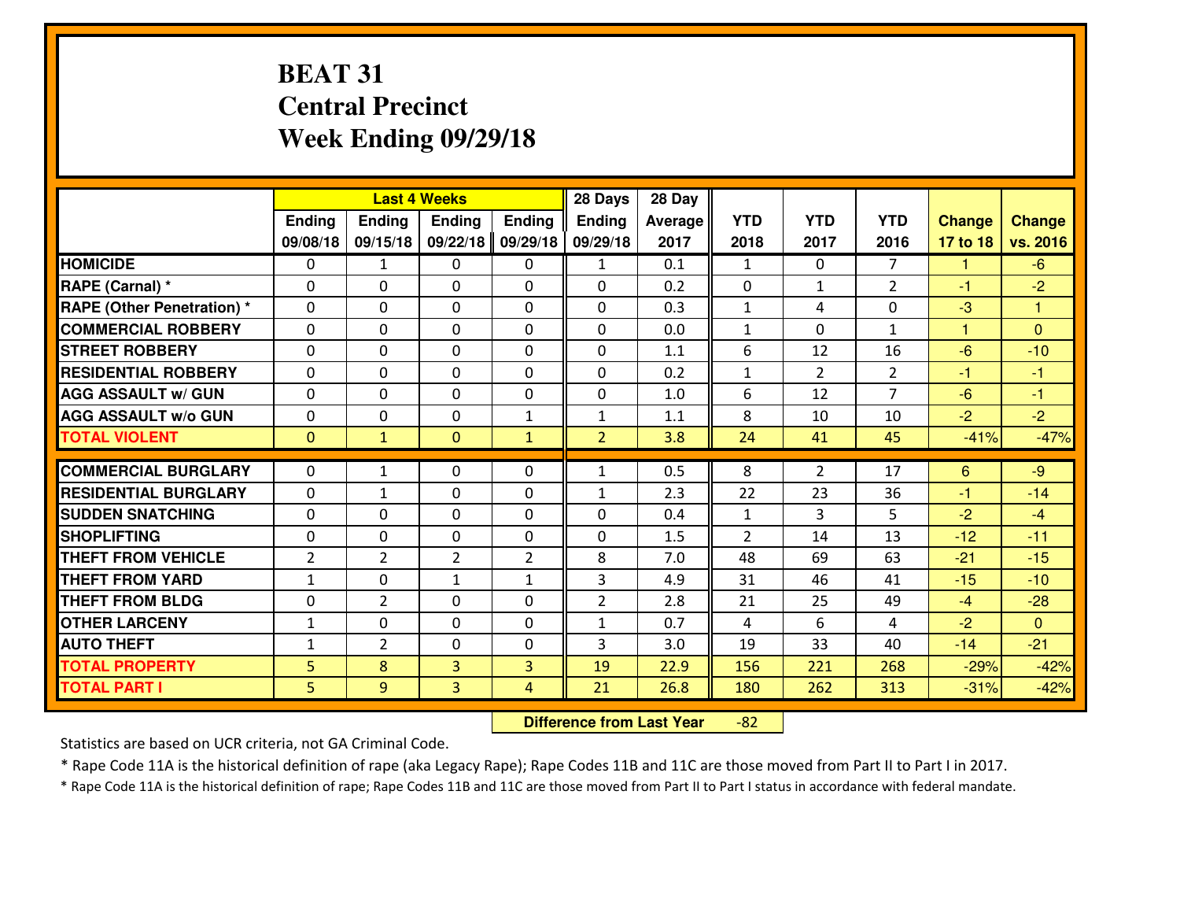# BEAT 31
# Central Precinct
# Week Ending 09/29/18

| | Last 4 Weeks | | | | 28 Days | 28 Day | | | | | |
|---|---|---|---|---|---|---|---|---|---|---|---|
| | Ending 09/08/18 | Ending 09/15/18 | Ending 09/22/18 | Ending 09/29/18 | Ending 09/29/18 | Average 2017 | YTD 2018 | YTD 2017 | YTD 2016 | Change 17 to 18 | Change vs. 2016 |
| HOMICIDE | 0 | 1 | 0 | 0 | 1 | 0.1 | 1 | 0 | 7 | 1 | -6 |
| RAPE (Carnal) * | 0 | 0 | 0 | 0 | 0 | 0.2 | 0 | 1 | 2 | -1 | -2 |
| RAPE (Other Penetration) * | 0 | 0 | 0 | 0 | 0 | 0.3 | 1 | 4 | 0 | -3 | 1 |
| COMMERCIAL ROBBERY | 0 | 0 | 0 | 0 | 0 | 0.0 | 1 | 0 | 1 | 1 | 0 |
| STREET ROBBERY | 0 | 0 | 0 | 0 | 0 | 1.1 | 6 | 12 | 16 | -6 | -10 |
| RESIDENTIAL ROBBERY | 0 | 0 | 0 | 0 | 0 | 0.2 | 1 | 2 | 2 | -1 | -1 |
| AGG ASSAULT w/ GUN | 0 | 0 | 0 | 0 | 0 | 1.0 | 6 | 12 | 7 | -6 | -1 |
| AGG ASSAULT w/o GUN | 0 | 0 | 0 | 1 | 1 | 1.1 | 8 | 10 | 10 | -2 | -2 |
| TOTAL VIOLENT | 0 | 1 | 0 | 1 | 2 | 3.8 | 24 | 41 | 45 | -41% | -47% |
| COMMERCIAL BURGLARY | 0 | 1 | 0 | 0 | 1 | 0.5 | 8 | 2 | 17 | 6 | -9 |
| RESIDENTIAL BURGLARY | 0 | 1 | 0 | 0 | 1 | 2.3 | 22 | 23 | 36 | -1 | -14 |
| SUDDEN SNATCHING | 0 | 0 | 0 | 0 | 0 | 0.4 | 1 | 3 | 5 | -2 | -4 |
| SHOPLIFTING | 0 | 0 | 0 | 0 | 0 | 1.5 | 2 | 14 | 13 | -12 | -11 |
| THEFT FROM VEHICLE | 2 | 2 | 2 | 2 | 8 | 7.0 | 48 | 69 | 63 | -21 | -15 |
| THEFT FROM YARD | 1 | 0 | 1 | 1 | 3 | 4.9 | 31 | 46 | 41 | -15 | -10 |
| THEFT FROM BLDG | 0 | 2 | 0 | 0 | 2 | 2.8 | 21 | 25 | 49 | -4 | -28 |
| OTHER LARCENY | 1 | 0 | 0 | 0 | 1 | 0.7 | 4 | 6 | 4 | -2 | 0 |
| AUTO THEFT | 1 | 2 | 0 | 0 | 3 | 3.0 | 19 | 33 | 40 | -14 | -21 |
| TOTAL PROPERTY | 5 | 8 | 3 | 3 | 19 | 22.9 | 156 | 221 | 268 | -29% | -42% |
| TOTAL PART I | 5 | 9 | 3 | 4 | 21 | 26.8 | 180 | 262 | 313 | -31% | -42% |

**Difference from Last Year** -82

Statistics are based on UCR criteria, not GA Criminal Code.

* Rape Code 11A is the historical definition of rape (aka Legacy Rape); Rape Codes 11B and 11C are those moved from Part II to Part I in 2017.

* Rape Code 11A is the historical definition of rape; Rape Codes 11B and 11C are those moved from Part II to Part I status in accordance with federal mandate.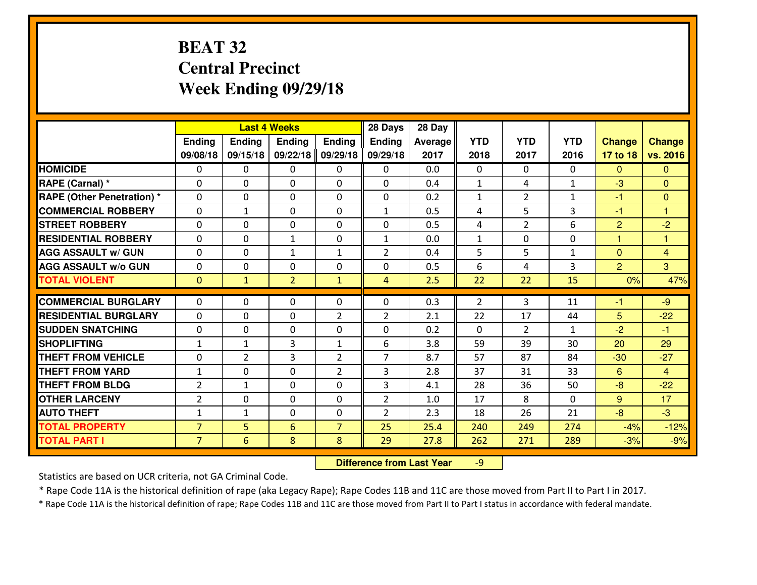# BEAT 32
## Central Precinct
## Week Ending 09/29/18

| | Last 4 Weeks | | | | 28 Days | 28 Day | | | | | |
|---|---|---|---|---|---|---|---|---|---|---|---|
| | Ending 09/08/18 | Ending 09/15/18 | Ending 09/22/18 | Ending 09/29/18 | Ending 09/29/18 | Average 2017 | YTD 2018 | YTD 2017 | YTD 2016 | Change 17 to 18 | Change vs. 2016 |
| HOMICIDE | 0 | 0 | 0 | 0 | 0 | 0.0 | 0 | 0 | 0 | 0 | 0 |
| RAPE (Carnal) * | 0 | 0 | 0 | 0 | 0 | 0.4 | 1 | 4 | 1 | -3 | 0 |
| RAPE (Other Penetration) * | 0 | 0 | 0 | 0 | 0 | 0.2 | 1 | 2 | 1 | -1 | 0 |
| COMMERCIAL ROBBERY | 0 | 1 | 0 | 0 | 1 | 0.5 | 4 | 5 | 3 | -1 | 1 |
| STREET ROBBERY | 0 | 0 | 0 | 0 | 0 | 0.5 | 4 | 2 | 6 | 2 | -2 |
| RESIDENTIAL ROBBERY | 0 | 0 | 1 | 0 | 1 | 0.0 | 1 | 0 | 0 | 1 | 1 |
| AGG ASSAULT w/ GUN | 0 | 0 | 1 | 1 | 2 | 0.4 | 5 | 5 | 1 | 0 | 4 |
| AGG ASSAULT w/o GUN | 0 | 0 | 0 | 0 | 0 | 0.5 | 6 | 4 | 3 | 2 | 3 |
| TOTAL VIOLENT | 0 | 1 | 2 | 1 | 4 | 2.5 | 22 | 22 | 15 | 0% | 47% |
| COMMERCIAL BURGLARY | 0 | 0 | 0 | 0 | 0 | 0.3 | 2 | 3 | 11 | -1 | -9 |
| RESIDENTIAL BURGLARY | 0 | 0 | 0 | 2 | 2 | 2.1 | 22 | 17 | 44 | 5 | -22 |
| SUDDEN SNATCHING | 0 | 0 | 0 | 0 | 0 | 0.2 | 0 | 2 | 1 | -2 | -1 |
| SHOPLIFTING | 1 | 1 | 3 | 1 | 6 | 3.8 | 59 | 39 | 30 | 20 | 29 |
| THEFT FROM VEHICLE | 0 | 2 | 3 | 2 | 7 | 8.7 | 57 | 87 | 84 | -30 | -27 |
| THEFT FROM YARD | 1 | 0 | 0 | 2 | 3 | 2.8 | 37 | 31 | 33 | 6 | 4 |
| THEFT FROM BLDG | 2 | 1 | 0 | 0 | 3 | 4.1 | 28 | 36 | 50 | -8 | -22 |
| OTHER LARCENY | 2 | 0 | 0 | 0 | 2 | 1.0 | 17 | 8 | 0 | 9 | 17 |
| AUTO THEFT | 1 | 1 | 0 | 0 | 2 | 2.3 | 18 | 26 | 21 | -8 | -3 |
| TOTAL PROPERTY | 7 | 5 | 6 | 7 | 25 | 25.4 | 240 | 249 | 274 | -4% | -12% |
| TOTAL PART I | 7 | 6 | 8 | 8 | 29 | 27.8 | 262 | 271 | 289 | -3% | -9% |

**Difference from Last Year** -9

Statistics are based on UCR criteria, not GA Criminal Code.

* Rape Code 11A is the historical definition of rape (aka Legacy Rape); Rape Codes 11B and 11C are those moved from Part II to Part I in 2017.

* Rape Code 11A is the historical definition of rape; Rape Codes 11B and 11C are those moved from Part II to Part I status in accordance with federal mandate.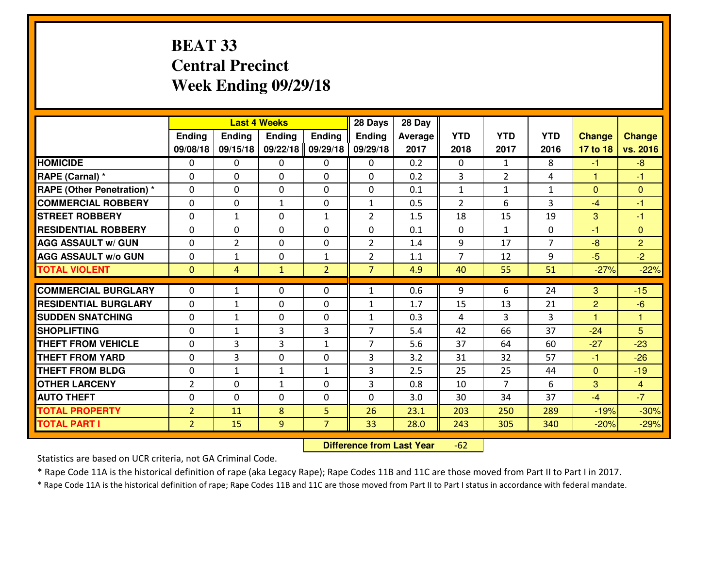# BEAT 33
## Central Precinct
## Week Ending 09/29/18

| | Last 4 Weeks | | | | 28 Days | 28 Day | | | | | |
|---|---|---|---|---|---|---|---|---|---|---|---|
| | Ending 09/08/18 | Ending 09/15/18 | Ending 09/22/18 | Ending 09/29/18 | Ending 09/29/18 | Average 2017 | YTD 2018 | YTD 2017 | YTD 2016 | Change 17 to 18 | Change vs. 2016 |
| **HOMICIDE** | 0 | 0 | 0 | 0 | 0 | 0.2 | 0 | 1 | 8 | -1 | -8 |
| **RAPE (Carnal) *** | 0 | 0 | 0 | 0 | 0 | 0.2 | 3 | 2 | 4 | 1 | -1 |
| **RAPE (Other Penetration) *** | 0 | 0 | 0 | 0 | 0 | 0.1 | 1 | 1 | 1 | 0 | 0 |
| **COMMERCIAL ROBBERY** | 0 | 0 | 1 | 0 | 1 | 0.5 | 2 | 6 | 3 | -4 | -1 |
| **STREET ROBBERY** | 0 | 1 | 0 | 1 | 2 | 1.5 | 18 | 15 | 19 | 3 | -1 |
| **RESIDENTIAL ROBBERY** | 0 | 0 | 0 | 0 | 0 | 0.1 | 0 | 1 | 0 | -1 | 0 |
| **AGG ASSAULT w/ GUN** | 0 | 2 | 0 | 0 | 2 | 1.4 | 9 | 17 | 7 | -8 | 2 |
| **AGG ASSAULT w/o GUN** | 0 | 1 | 0 | 1 | 2 | 1.1 | 7 | 12 | 9 | -5 | -2 |
| **TOTAL VIOLENT** | 0 | 4 | 1 | 2 | 7 | 4.9 | 40 | 55 | 51 | -27% | -22% |
| **COMMERCIAL BURGLARY** | 0 | 1 | 0 | 0 | 1 | 0.6 | 9 | 6 | 24 | 3 | -15 |
| **RESIDENTIAL BURGLARY** | 0 | 1 | 0 | 0 | 1 | 1.7 | 15 | 13 | 21 | 2 | -6 |
| **SUDDEN SNATCHING** | 0 | 1 | 0 | 0 | 1 | 0.3 | 4 | 3 | 3 | 1 | 1 |
| **SHOPLIFTING** | 0 | 1 | 3 | 3 | 7 | 5.4 | 42 | 66 | 37 | -24 | 5 |
| **THEFT FROM VEHICLE** | 0 | 3 | 3 | 1 | 7 | 5.6 | 37 | 64 | 60 | -27 | -23 |
| **THEFT FROM YARD** | 0 | 3 | 0 | 0 | 3 | 3.2 | 31 | 32 | 57 | -1 | -26 |
| **THEFT FROM BLDG** | 0 | 1 | 1 | 1 | 3 | 2.5 | 25 | 25 | 44 | 0 | -19 |
| **OTHER LARCENY** | 2 | 0 | 1 | 0 | 3 | 0.8 | 10 | 7 | 6 | 3 | 4 |
| **AUTO THEFT** | 0 | 0 | 0 | 0 | 0 | 3.0 | 30 | 34 | 37 | -4 | -7 |
| **TOTAL PROPERTY** | 2 | 11 | 8 | 5 | 26 | 23.1 | 203 | 250 | 289 | -19% | -30% |
| **TOTAL PART I** | 2 | 15 | 9 | 7 | 33 | 28.0 | 243 | 305 | 340 | -20% | -29% |

**Difference from Last Year** -62

Statistics are based on UCR criteria, not GA Criminal Code.

* Rape Code 11A is the historical definition of rape (aka Legacy Rape); Rape Codes 11B and 11C are those moved from Part II to Part I in 2017.

* Rape Code 11A is the historical definition of rape; Rape Codes 11B and 11C are those moved from Part II to Part I status in accordance with federal mandate.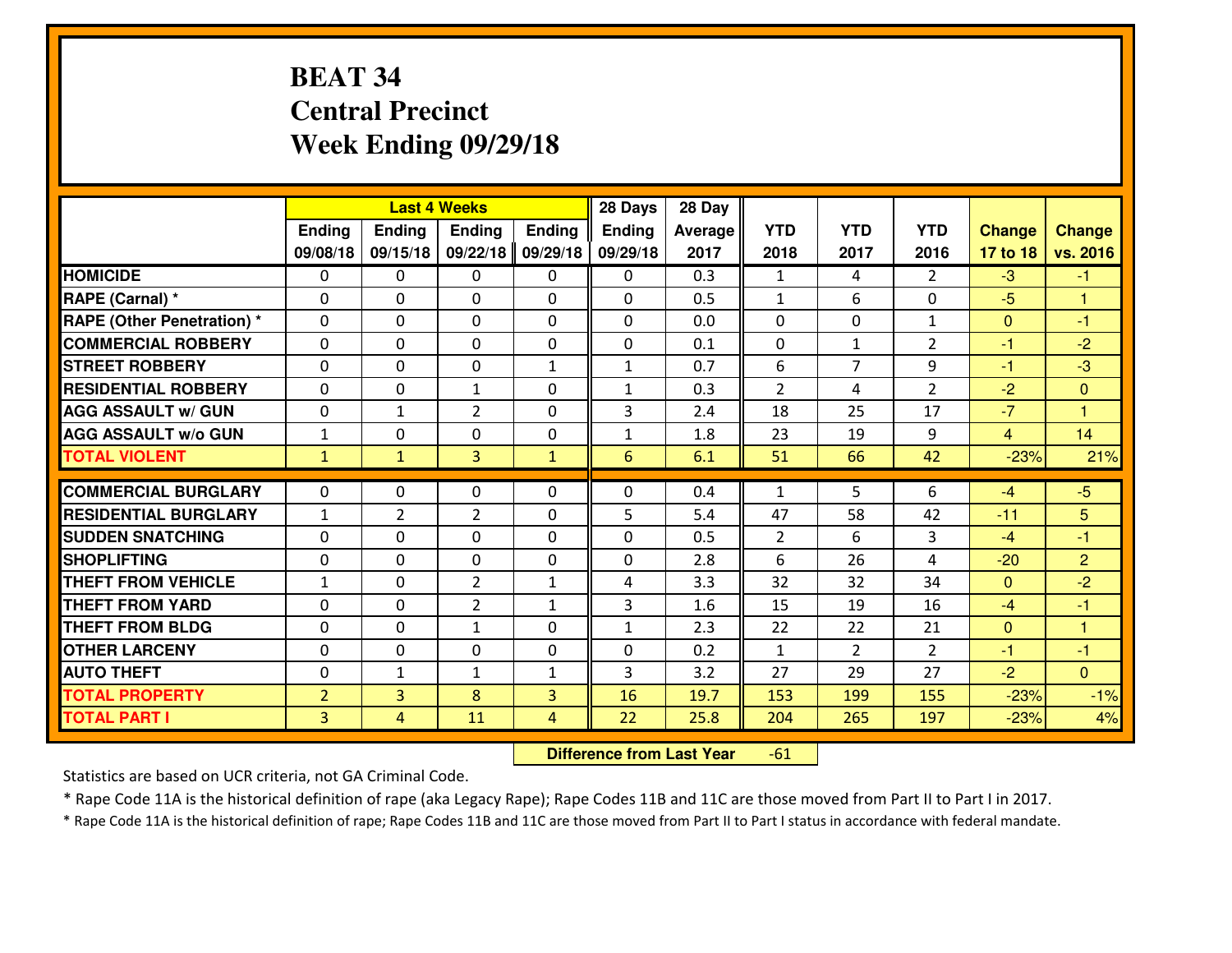# BEAT 34
## Central Precinct
## Week Ending 09/29/18

| | Last 4 Weeks | | | | 28 Days | 28 Day | | | | | |
|---|---|---|---|---|---|---|---|---|---|---|---|
| | Ending 09/08/18 | Ending 09/15/18 | Ending 09/22/18 | Ending 09/29/18 | Ending 09/29/18 | Average 2017 | YTD 2018 | YTD 2017 | YTD 2016 | Change 17 to 18 | Change vs. 2016 |
| HOMICIDE | 0 | 0 | 0 | 0 | 0 | 0.3 | 1 | 4 | 2 | -3 | -1 |
| RAPE (Carnal) * | 0 | 0 | 0 | 0 | 0 | 0.5 | 1 | 6 | 0 | -5 | 1 |
| RAPE (Other Penetration) * | 0 | 0 | 0 | 0 | 0 | 0.0 | 0 | 0 | 1 | 0 | -1 |
| COMMERCIAL ROBBERY | 0 | 0 | 0 | 0 | 0 | 0.1 | 0 | 1 | 2 | -1 | -2 |
| STREET ROBBERY | 0 | 0 | 0 | 1 | 1 | 0.7 | 6 | 7 | 9 | -1 | -3 |
| RESIDENTIAL ROBBERY | 0 | 0 | 1 | 0 | 1 | 0.3 | 2 | 4 | 2 | -2 | 0 |
| AGG ASSAULT w/ GUN | 0 | 1 | 2 | 0 | 3 | 2.4 | 18 | 25 | 17 | -7 | 1 |
| AGG ASSAULT w/o GUN | 1 | 0 | 0 | 0 | 1 | 1.8 | 23 | 19 | 9 | 4 | 14 |
| TOTAL VIOLENT | 1 | 1 | 3 | 1 | 6 | 6.1 | 51 | 66 | 42 | -23% | 21% |
| COMMERCIAL BURGLARY | 0 | 0 | 0 | 0 | 0 | 0.4 | 1 | 5 | 6 | -4 | -5 |
| RESIDENTIAL BURGLARY | 1 | 2 | 2 | 0 | 5 | 5.4 | 47 | 58 | 42 | -11 | 5 |
| SUDDEN SNATCHING | 0 | 0 | 0 | 0 | 0 | 0.5 | 2 | 6 | 3 | -4 | -1 |
| SHOPLIFTING | 0 | 0 | 0 | 0 | 0 | 2.8 | 6 | 26 | 4 | -20 | 2 |
| THEFT FROM VEHICLE | 1 | 0 | 2 | 1 | 4 | 3.3 | 32 | 32 | 34 | 0 | -2 |
| THEFT FROM YARD | 0 | 0 | 2 | 1 | 3 | 1.6 | 15 | 19 | 16 | -4 | -1 |
| THEFT FROM BLDG | 0 | 0 | 1 | 0 | 1 | 2.3 | 22 | 22 | 21 | 0 | 1 |
| OTHER LARCENY | 0 | 0 | 0 | 0 | 0 | 0.2 | 1 | 2 | 2 | -1 | -1 |
| AUTO THEFT | 0 | 1 | 1 | 1 | 3 | 3.2 | 27 | 29 | 27 | -2 | 0 |
| TOTAL PROPERTY | 2 | 3 | 8 | 3 | 16 | 19.7 | 153 | 199 | 155 | -23% | -1% |
| TOTAL PART I | 3 | 4 | 11 | 4 | 22 | 25.8 | 204 | 265 | 197 | -23% | 4% |

**Difference from Last Year** -61

Statistics are based on UCR criteria, not GA Criminal Code.

* Rape Code 11A is the historical definition of rape (aka Legacy Rape); Rape Codes 11B and 11C are those moved from Part II to Part I in 2017.

* Rape Code 11A is the historical definition of rape; Rape Codes 11B and 11C are those moved from Part II to Part I status in accordance with federal mandate.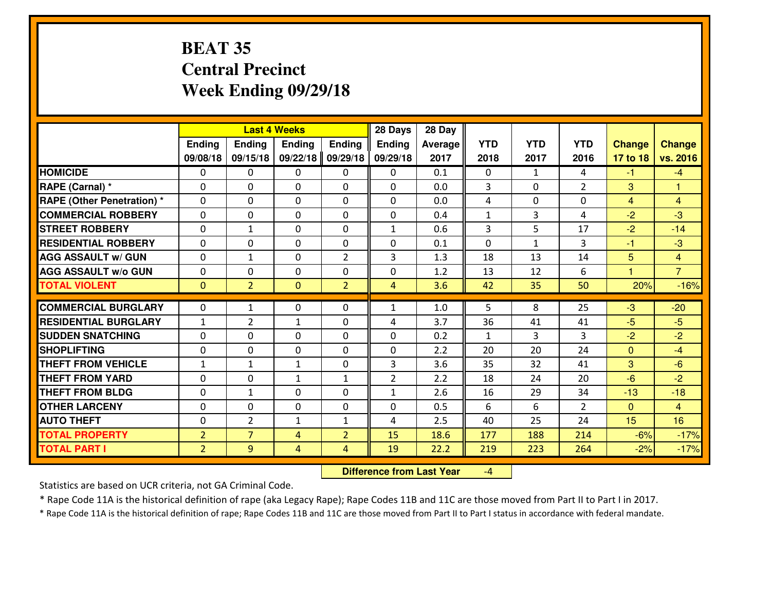# BEAT 35
## Central Precinct
## Week Ending 09/29/18

| | Last 4 Weeks | | | | 28 Days | 28 Day | | | | | |
|---|---|---|---|---|---|---|---|---|---|---|---|
| | Ending 09/08/18 | Ending 09/15/18 | Ending 09/22/18 | Ending 09/29/18 | Ending 09/29/18 | Average 2017 | YTD 2018 | YTD 2017 | YTD 2016 | Change 17 to 18 | Change vs. 2016 |
| HOMICIDE | 0 | 0 | 0 | 0 | 0 | 0.1 | 0 | 1 | 4 | -1 | -4 |
| RAPE (Carnal) * | 0 | 0 | 0 | 0 | 0 | 0.0 | 3 | 0 | 2 | 3 | 1 |
| RAPE (Other Penetration) * | 0 | 0 | 0 | 0 | 0 | 0.0 | 4 | 0 | 0 | 4 | 4 |
| COMMERCIAL ROBBERY | 0 | 0 | 0 | 0 | 0 | 0.4 | 1 | 3 | 4 | -2 | -3 |
| STREET ROBBERY | 0 | 1 | 0 | 0 | 1 | 0.6 | 3 | 5 | 17 | -2 | -14 |
| RESIDENTIAL ROBBERY | 0 | 0 | 0 | 0 | 0 | 0.1 | 0 | 1 | 3 | -1 | -3 |
| AGG ASSAULT w/ GUN | 0 | 1 | 0 | 2 | 3 | 1.3 | 18 | 13 | 14 | 5 | 4 |
| AGG ASSAULT w/o GUN | 0 | 0 | 0 | 0 | 0 | 1.2 | 13 | 12 | 6 | 1 | 7 |
| TOTAL VIOLENT | 0 | 2 | 0 | 2 | 4 | 3.6 | 42 | 35 | 50 | 20% | -16% |
| COMMERCIAL BURGLARY | 0 | 1 | 0 | 0 | 1 | 1.0 | 5 | 8 | 25 | -3 | -20 |
| RESIDENTIAL BURGLARY | 1 | 2 | 1 | 0 | 4 | 3.7 | 36 | 41 | 41 | -5 | -5 |
| SUDDEN SNATCHING | 0 | 0 | 0 | 0 | 0 | 0.2 | 1 | 3 | 3 | -2 | -2 |
| SHOPLIFTING | 0 | 0 | 0 | 0 | 0 | 2.2 | 20 | 20 | 24 | 0 | -4 |
| THEFT FROM VEHICLE | 1 | 1 | 1 | 0 | 3 | 3.6 | 35 | 32 | 41 | 3 | -6 |
| THEFT FROM YARD | 0 | 0 | 1 | 1 | 2 | 2.2 | 18 | 24 | 20 | -6 | -2 |
| THEFT FROM BLDG | 0 | 1 | 0 | 0 | 1 | 2.6 | 16 | 29 | 34 | -13 | -18 |
| OTHER LARCENY | 0 | 0 | 0 | 0 | 0 | 0.5 | 6 | 6 | 2 | 0 | 4 |
| AUTO THEFT | 0 | 2 | 1 | 1 | 4 | 2.5 | 40 | 25 | 24 | 15 | 16 |
| TOTAL PROPERTY | 2 | 7 | 4 | 2 | 15 | 18.6 | 177 | 188 | 214 | -6% | -17% |
| TOTAL PART I | 2 | 9 | 4 | 4 | 19 | 22.2 | 219 | 223 | 264 | -2% | -17% |

**Difference from Last Year** -4

Statistics are based on UCR criteria, not GA Criminal Code.

* Rape Code 11A is the historical definition of rape (aka Legacy Rape); Rape Codes 11B and 11C are those moved from Part II to Part I in 2017.

* Rape Code 11A is the historical definition of rape; Rape Codes 11B and 11C are those moved from Part II to Part I status in accordance with federal mandate.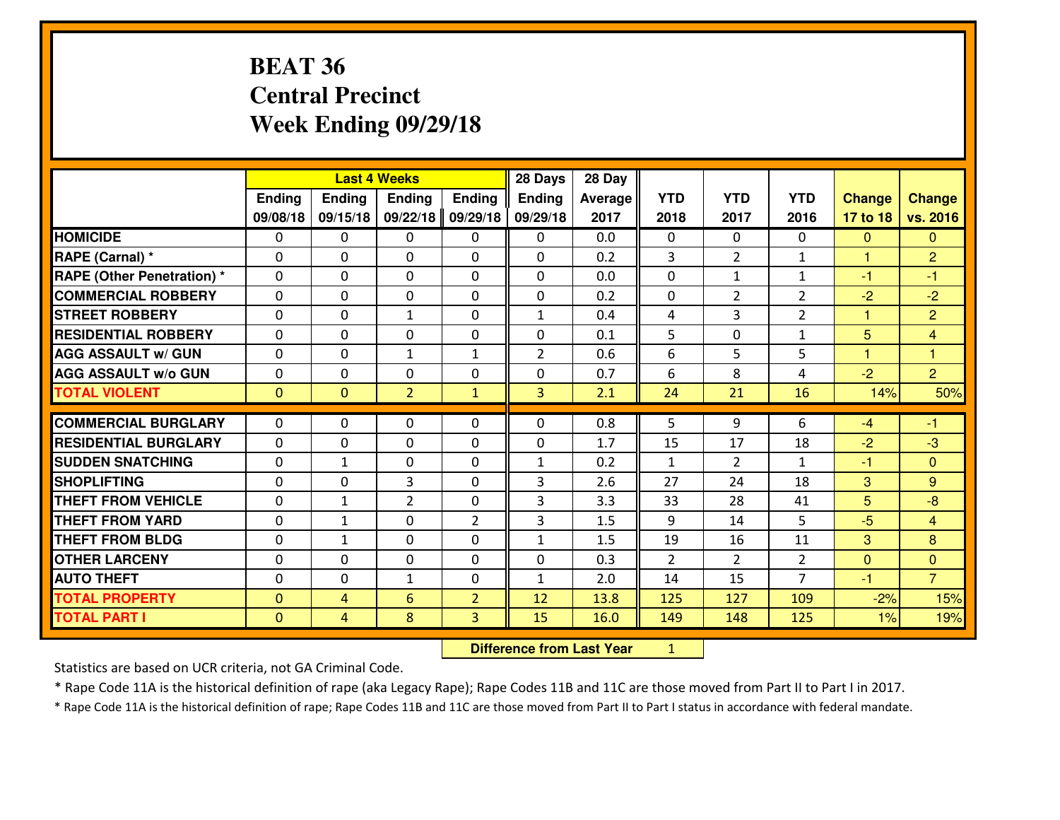# BEAT 36
## Central Precinct
## Week Ending 09/29/18

| | Last 4 Weeks | | | | 28 Days | 28 Day | | | | | |
|---|---|---|---|---|---|---|---|---|---|---|---|
| | Ending 09/08/18 | Ending 09/15/18 | Ending 09/22/18 | Ending 09/29/18 | Ending 09/29/18 | Average 2017 | YTD 2018 | YTD 2017 | YTD 2016 | Change 17 to 18 | Change vs. 2016 |
| HOMICIDE | 0 | 0 | 0 | 0 | 0 | 0.0 | 0 | 0 | 0 | 0 | 0 |
| RAPE (Carnal) * | 0 | 0 | 0 | 0 | 0 | 0.2 | 3 | 2 | 1 | 1 | 2 |
| RAPE (Other Penetration) * | 0 | 0 | 0 | 0 | 0 | 0.0 | 0 | 1 | 1 | -1 | -1 |
| COMMERCIAL ROBBERY | 0 | 0 | 0 | 0 | 0 | 0.2 | 0 | 2 | 2 | -2 | -2 |
| STREET ROBBERY | 0 | 0 | 1 | 0 | 1 | 0.4 | 4 | 3 | 2 | 1 | 2 |
| RESIDENTIAL ROBBERY | 0 | 0 | 0 | 0 | 0 | 0.1 | 5 | 0 | 1 | 5 | 4 |
| AGG ASSAULT w/ GUN | 0 | 0 | 1 | 1 | 2 | 0.6 | 6 | 5 | 5 | 1 | 1 |
| AGG ASSAULT w/o GUN | 0 | 0 | 0 | 0 | 0 | 0.7 | 6 | 8 | 4 | -2 | 2 |
| TOTAL VIOLENT | 0 | 0 | 2 | 1 | 3 | 2.1 | 24 | 21 | 16 | 14% | 50% |
| COMMERCIAL BURGLARY | 0 | 0 | 0 | 0 | 0 | 0.8 | 5 | 9 | 6 | -4 | -1 |
| RESIDENTIAL BURGLARY | 0 | 0 | 0 | 0 | 0 | 1.7 | 15 | 17 | 18 | -2 | -3 |
| SUDDEN SNATCHING | 0 | 1 | 0 | 0 | 1 | 0.2 | 1 | 2 | 1 | -1 | 0 |
| SHOPLIFTING | 0 | 0 | 3 | 0 | 3 | 2.6 | 27 | 24 | 18 | 3 | 9 |
| THEFT FROM VEHICLE | 0 | 1 | 2 | 0 | 3 | 3.3 | 33 | 28 | 41 | 5 | -8 |
| THEFT FROM YARD | 0 | 1 | 0 | 2 | 3 | 1.5 | 9 | 14 | 5 | -5 | 4 |
| THEFT FROM BLDG | 0 | 1 | 0 | 0 | 1 | 1.5 | 19 | 16 | 11 | 3 | 8 |
| OTHER LARCENY | 0 | 0 | 0 | 0 | 0 | 0.3 | 2 | 2 | 2 | 0 | 0 |
| AUTO THEFT | 0 | 0 | 1 | 0 | 1 | 2.0 | 14 | 15 | 7 | -1 | 7 |
| TOTAL PROPERTY | 0 | 4 | 6 | 2 | 12 | 13.8 | 125 | 127 | 109 | -2% | 15% |
| TOTAL PART I | 0 | 4 | 8 | 3 | 15 | 16.0 | 149 | 148 | 125 | 1% | 19% |

**Difference from Last Year** 1

Statistics are based on UCR criteria, not GA Criminal Code.

* Rape Code 11A is the historical definition of rape (aka Legacy Rape); Rape Codes 11B and 11C are those moved from Part II to Part I in 2017.

* Rape Code 11A is the historical definition of rape; Rape Codes 11B and 11C are those moved from Part II to Part I status in accordance with federal mandate.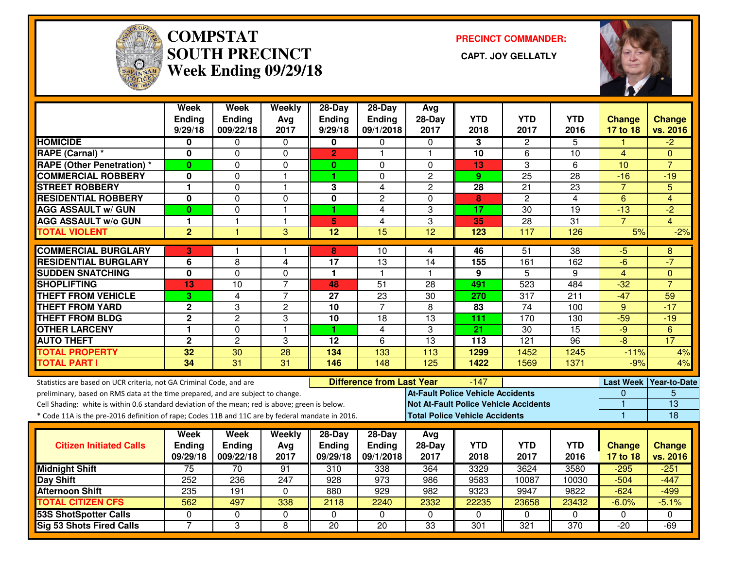# COMPSTAT SOUTH PRECINCT
## Week Ending 09/29/18

**PRECINCT COMMANDER:**

**CAPT. JOY GELLATLY**

| | Week Ending 9/29/18 | Week Ending 009/22/18 | Weekly Avg 2017 | 28-Day Ending 9/29/18 | 28-Day Ending 09/1/2018 | Avg 28-Day 2017 | YTD 2018 | YTD 2017 | YTD 2016 | Change 17 to 18 | Change vs. 2016 |
|---|---|---|---|---|---|---|---|---|---|---|---|
| HOMICIDE | 0 | 0 | 0 | 0 | 0 | 0 | 3 | 2 | 5 | 1 | -2 |
| RAPE (Carnal) * | 0 | 0 | 0 | 2 | 1 | 1 | 10 | 6 | 10 | 4 | 0 |
| RAPE (Other Penetration) * | 0 | 0 | 0 | 0 | 0 | 0 | 13 | 3 | 6 | 10 | 7 |
| COMMERCIAL ROBBERY | 0 | 0 | 1 | 1 | 0 | 2 | 9 | 25 | 28 | -16 | -19 |
| STREET ROBBERY | 1 | 0 | 1 | 3 | 4 | 2 | 28 | 21 | 23 | 7 | 5 |
| RESIDENTIAL ROBBERY | 0 | 0 | 0 | 0 | 2 | 0 | 8 | 2 | 4 | 6 | 4 |
| AGG ASSAULT w/ GUN | 0 | 0 | 1 | 1 | 4 | 3 | 17 | 30 | 19 | -13 | -2 |
| AGG ASSAULT w/o GUN | 1 | 1 | 1 | 5 | 4 | 3 | 35 | 28 | 31 | 7 | 4 |
| TOTAL VIOLENT | 2 | 1 | 3 | 12 | 15 | 12 | 123 | 117 | 126 | 5% | -2% |
| COMMERCIAL BURGLARY | 3 | 1 | 1 | 8 | 10 | 4 | 46 | 51 | 38 | -5 | 8 |
| RESIDENTIAL BURGLARY | 6 | 8 | 4 | 17 | 13 | 14 | 155 | 161 | 162 | -6 | -7 |
| SUDDEN SNATCHING | 0 | 0 | 0 | 1 | 1 | 1 | 9 | 5 | 9 | 4 | 0 |
| SHOPLIFTING | 13 | 10 | 7 | 48 | 51 | 28 | 491 | 523 | 484 | -32 | 7 |
| THEFT FROM VEHICLE | 3 | 4 | 7 | 27 | 23 | 30 | 270 | 317 | 211 | -47 | 59 |
| THEFT FROM YARD | 2 | 3 | 2 | 10 | 7 | 8 | 83 | 74 | 100 | 9 | -17 |
| THEFT FROM BLDG | 2 | 2 | 3 | 10 | 18 | 13 | 111 | 170 | 130 | -59 | -19 |
| OTHER LARCENY | 1 | 0 | 1 | 1 | 4 | 3 | 21 | 30 | 15 | -9 | 6 |
| AUTO THEFT | 2 | 2 | 3 | 12 | 6 | 13 | 113 | 121 | 96 | -8 | 17 |
| TOTAL PROPERTY | 32 | 30 | 28 | 134 | 133 | 113 | 1299 | 1452 | 1245 | -11% | 4% |
| TOTAL PART I | 34 | 31 | 31 | 146 | 148 | 125 | 1422 | 1569 | 1371 | -9% | 4% |

Statistics are based on UCR criteria, not GA Criminal Code, and are preliminary, based on RMS data at the time prepared, and are subject to change.
Cell Shading: white is within 0.6 standard deviation of the mean; red is above; green is below.
* Code 11A is the pre-2016 definition of rape; Codes 11B and 11C are by federal mandate in 2016.

**Difference from Last Year:** -147

| | Last Week | Year-to-Date |
|---|---|---|
| At-Fault Police Vehicle Accidents | 0 | 5 |
| Not At-Fault Police Vehicle Accidents | 1 | 13 |
| Total Police Vehicle Accidents | 1 | 18 |

| Citizen Initiated Calls | Week Ending 09/29/18 | Week Ending 009/22/18 | Weekly Avg 2017 | 28-Day Ending 09/29/18 | 28-Day Ending 09/1/2018 | Avg 28-Day 2017 | YTD 2018 | YTD 2017 | YTD 2016 | Change 17 to 18 | Change vs. 2016 |
|---|---|---|---|---|---|---|---|---|---|---|---|
| Midnight Shift | 75 | 70 | 91 | 310 | 338 | 364 | 3329 | 3624 | 3580 | -295 | -251 |
| Day Shift | 252 | 236 | 247 | 928 | 973 | 986 | 9583 | 10087 | 10030 | -504 | -447 |
| Afternoon Shift | 235 | 191 | 0 | 880 | 929 | 982 | 9323 | 9947 | 9822 | -624 | -499 |
| TOTAL CITIZEN CFS | 562 | 497 | 338 | 2118 | 2240 | 2332 | 22235 | 23658 | 23432 | -6.0% | -5.1% |
| 53S ShotSpotter Calls | 0 | 0 | 0 | 0 | 0 | 0 | 0 | 0 | 0 | 0 | 0 |
| Sig 53 Shots Fired Calls | 7 | 3 | 8 | 20 | 20 | 33 | 301 | 321 | 370 | -20 | -69 |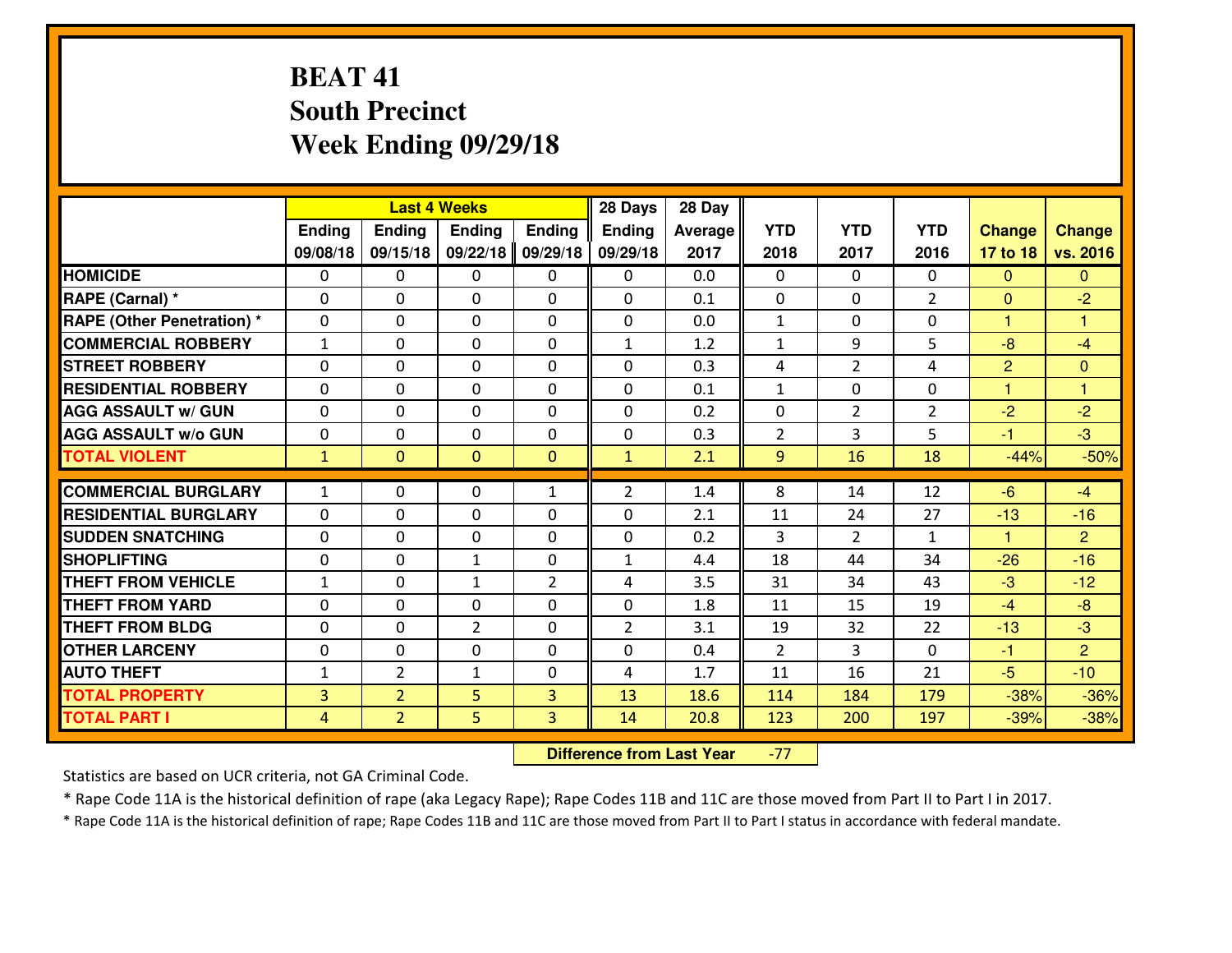# BEAT 41
## South Precinct
## Week Ending 09/29/18

| | Last 4 Weeks | | | | 28 Days | 28 Day | | | | | |
|---|---|---|---|---|---|---|---|---|---|---|---|
| | Ending 09/08/18 | Ending 09/15/18 | Ending 09/22/18 | Ending 09/29/18 | Ending 09/29/18 | Average 2017 | YTD 2018 | YTD 2017 | YTD 2016 | Change 17 to 18 | Change vs. 2016 |
| HOMICIDE | 0 | 0 | 0 | 0 | 0 | 0.0 | 0 | 0 | 0 | 0 | 0 |
| RAPE (Carnal) * | 0 | 0 | 0 | 0 | 0 | 0.1 | 0 | 0 | 2 | 0 | -2 |
| RAPE (Other Penetration) * | 0 | 0 | 0 | 0 | 0 | 0.0 | 1 | 0 | 0 | 1 | 1 |
| COMMERCIAL ROBBERY | 1 | 0 | 0 | 0 | 1 | 1.2 | 1 | 9 | 5 | -8 | -4 |
| STREET ROBBERY | 0 | 0 | 0 | 0 | 0 | 0.3 | 4 | 2 | 4 | 2 | 0 |
| RESIDENTIAL ROBBERY | 0 | 0 | 0 | 0 | 0 | 0.1 | 1 | 0 | 0 | 1 | 1 |
| AGG ASSAULT w/ GUN | 0 | 0 | 0 | 0 | 0 | 0.2 | 0 | 2 | 2 | -2 | -2 |
| AGG ASSAULT w/o GUN | 0 | 0 | 0 | 0 | 0 | 0.3 | 2 | 3 | 5 | -1 | -3 |
| TOTAL VIOLENT | 1 | 0 | 0 | 0 | 1 | 2.1 | 9 | 16 | 18 | -44% | -50% |
| COMMERCIAL BURGLARY | 1 | 0 | 0 | 1 | 2 | 1.4 | 8 | 14 | 12 | -6 | -4 |
| RESIDENTIAL BURGLARY | 0 | 0 | 0 | 0 | 0 | 2.1 | 11 | 24 | 27 | -13 | -16 |
| SUDDEN SNATCHING | 0 | 0 | 0 | 0 | 0 | 0.2 | 3 | 2 | 1 | 1 | 2 |
| SHOPLIFTING | 0 | 0 | 1 | 0 | 1 | 4.4 | 18 | 44 | 34 | -26 | -16 |
| THEFT FROM VEHICLE | 1 | 0 | 1 | 2 | 4 | 3.5 | 31 | 34 | 43 | -3 | -12 |
| THEFT FROM YARD | 0 | 0 | 0 | 0 | 0 | 1.8 | 11 | 15 | 19 | -4 | -8 |
| THEFT FROM BLDG | 0 | 0 | 2 | 0 | 2 | 3.1 | 19 | 32 | 22 | -13 | -3 |
| OTHER LARCENY | 0 | 0 | 0 | 0 | 0 | 0.4 | 2 | 3 | 0 | -1 | 2 |
| AUTO THEFT | 1 | 2 | 1 | 0 | 4 | 1.7 | 11 | 16 | 21 | -5 | -10 |
| TOTAL PROPERTY | 3 | 2 | 5 | 3 | 13 | 18.6 | 114 | 184 | 179 | -38% | -36% |
| TOTAL PART I | 4 | 2 | 5 | 3 | 14 | 20.8 | 123 | 200 | 197 | -39% | -38% |

**Difference from Last Year** -77

Statistics are based on UCR criteria, not GA Criminal Code.

* Rape Code 11A is the historical definition of rape (aka Legacy Rape); Rape Codes 11B and 11C are those moved from Part II to Part I in 2017.

* Rape Code 11A is the historical definition of rape; Rape Codes 11B and 11C are those moved from Part II to Part I status in accordance with federal mandate.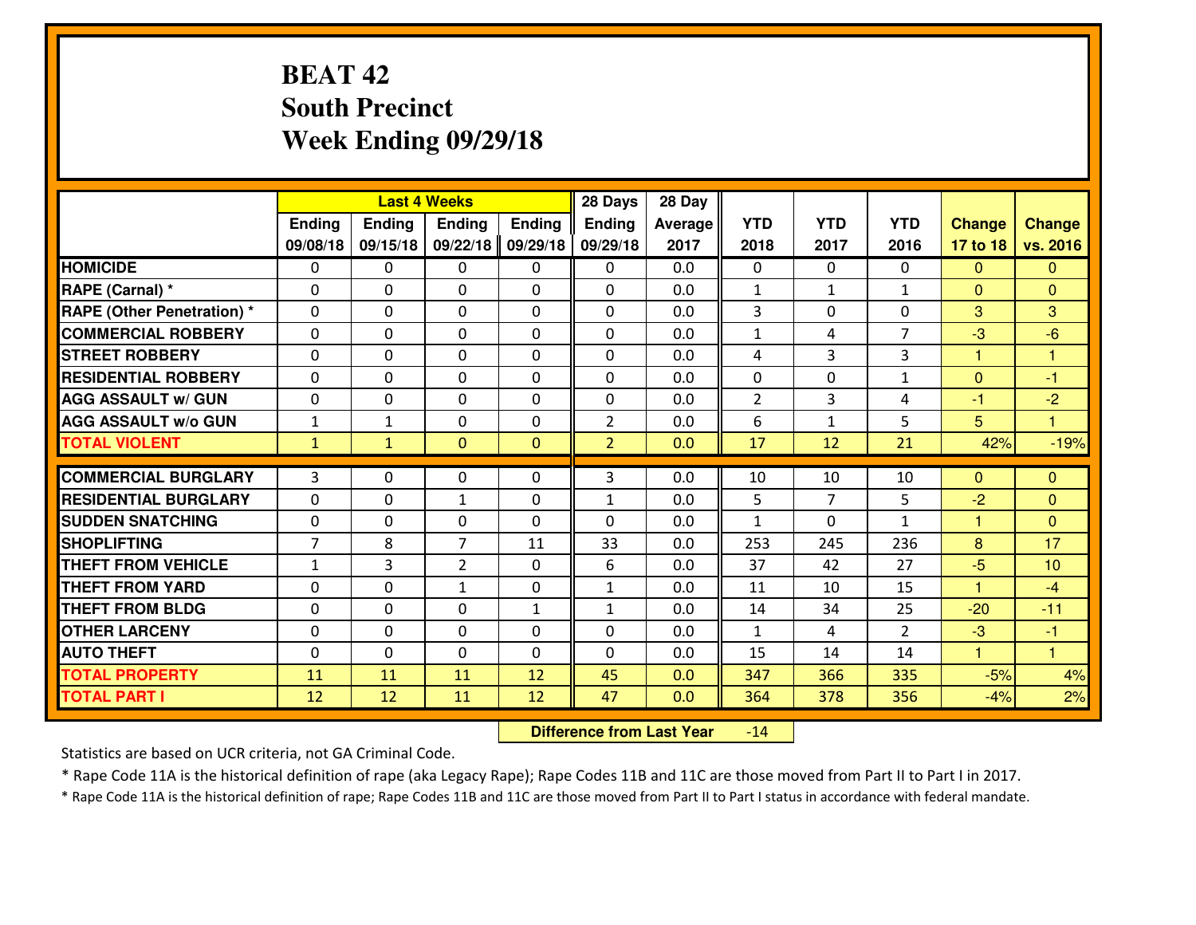# BEAT 42
## South Precinct
## Week Ending 09/29/18

| | Last 4 Weeks | | | | 28 Days | 28 Day | | | | | |
|---|---|---|---|---|---|---|---|---|---|---|---|
| | Ending 09/08/18 | Ending 09/15/18 | Ending 09/22/18 | Ending 09/29/18 | Ending 09/29/18 | Average 2017 | YTD 2018 | YTD 2017 | YTD 2016 | Change 17 to 18 | Change vs. 2016 |
| HOMICIDE | 0 | 0 | 0 | 0 | 0 | 0.0 | 0 | 0 | 0 | 0 | 0 |
| RAPE (Carnal) * | 0 | 0 | 0 | 0 | 0 | 0.0 | 1 | 1 | 1 | 0 | 0 |
| RAPE (Other Penetration) * | 0 | 0 | 0 | 0 | 0 | 0.0 | 3 | 0 | 0 | 3 | 3 |
| COMMERCIAL ROBBERY | 0 | 0 | 0 | 0 | 0 | 0.0 | 1 | 4 | 7 | -3 | -6 |
| STREET ROBBERY | 0 | 0 | 0 | 0 | 0 | 0.0 | 4 | 3 | 3 | 1 | 1 |
| RESIDENTIAL ROBBERY | 0 | 0 | 0 | 0 | 0 | 0.0 | 0 | 0 | 1 | 0 | -1 |
| AGG ASSAULT w/ GUN | 0 | 0 | 0 | 0 | 0 | 0.0 | 2 | 3 | 4 | -1 | -2 |
| AGG ASSAULT w/o GUN | 1 | 1 | 0 | 0 | 2 | 0.0 | 6 | 1 | 5 | 5 | 1 |
| TOTAL VIOLENT | 1 | 1 | 0 | 0 | 2 | 0.0 | 17 | 12 | 21 | 42% | -19% |
| COMMERCIAL BURGLARY | 3 | 0 | 0 | 0 | 3 | 0.0 | 10 | 10 | 10 | 0 | 0 |
| RESIDENTIAL BURGLARY | 0 | 0 | 1 | 0 | 1 | 0.0 | 5 | 7 | 5 | -2 | 0 |
| SUDDEN SNATCHING | 0 | 0 | 0 | 0 | 0 | 0.0 | 1 | 0 | 1 | 1 | 0 |
| SHOPLIFTING | 7 | 8 | 7 | 11 | 33 | 0.0 | 253 | 245 | 236 | 8 | 17 |
| THEFT FROM VEHICLE | 1 | 3 | 2 | 0 | 6 | 0.0 | 37 | 42 | 27 | -5 | 10 |
| THEFT FROM YARD | 0 | 0 | 1 | 0 | 1 | 0.0 | 11 | 10 | 15 | 1 | -4 |
| THEFT FROM BLDG | 0 | 0 | 0 | 1 | 1 | 0.0 | 14 | 34 | 25 | -20 | -11 |
| OTHER LARCENY | 0 | 0 | 0 | 0 | 0 | 0.0 | 1 | 4 | 2 | -3 | -1 |
| AUTO THEFT | 0 | 0 | 0 | 0 | 0 | 0.0 | 15 | 14 | 14 | 1 | 1 |
| TOTAL PROPERTY | 11 | 11 | 11 | 12 | 45 | 0.0 | 347 | 366 | 335 | -5% | 4% |
| TOTAL PART I | 12 | 12 | 11 | 12 | 47 | 0.0 | 364 | 378 | 356 | -4% | 2% |

**Difference from Last Year** -14

Statistics are based on UCR criteria, not GA Criminal Code.

* Rape Code 11A is the historical definition of rape (aka Legacy Rape); Rape Codes 11B and 11C are those moved from Part II to Part I in 2017.

* Rape Code 11A is the historical definition of rape; Rape Codes 11B and 11C are those moved from Part II to Part I status in accordance with federal mandate.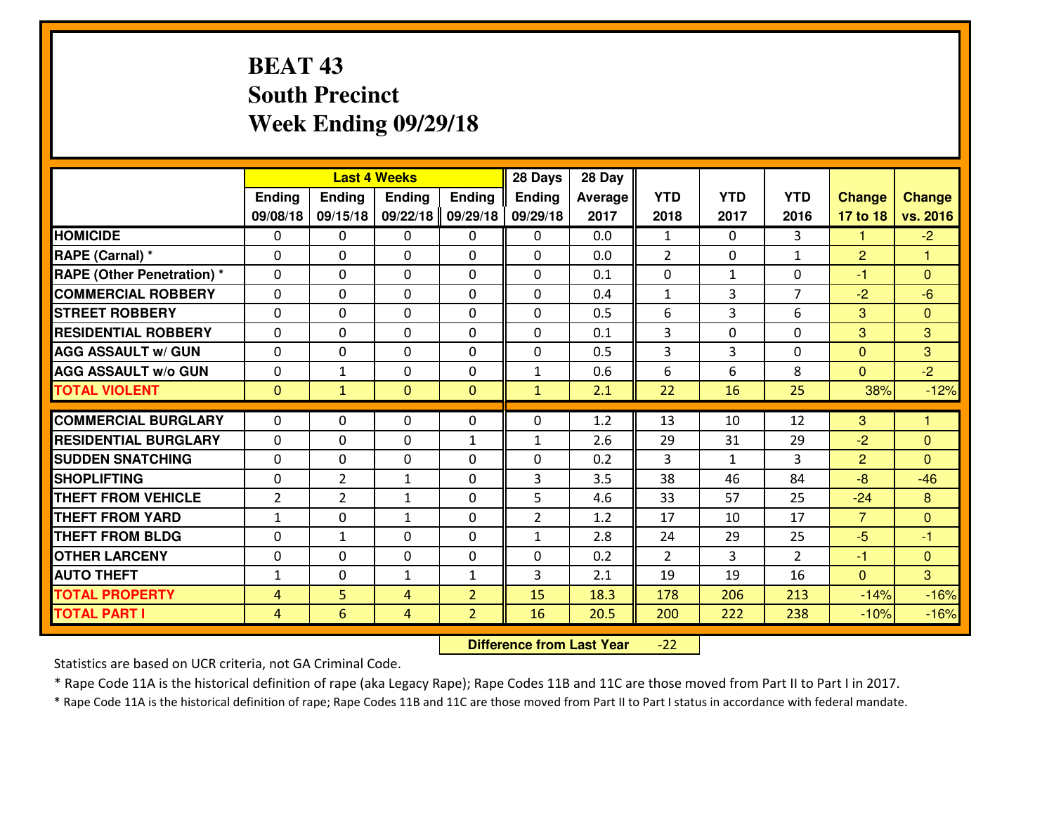# BEAT 43
## South Precinct
## Week Ending 09/29/18

| | Last 4 Weeks | | | | 28 Days | 28 Day | | | | | |
|---|---|---|---|---|---|---|---|---|---|---|---|
| | Ending 09/08/18 | Ending 09/15/18 | Ending 09/22/18 | Ending 09/29/18 | Ending 09/29/18 | Average 2017 | YTD 2018 | YTD 2017 | YTD 2016 | Change 17 to 18 | Change vs. 2016 |
| HOMICIDE | 0 | 0 | 0 | 0 | 0 | 0.0 | 1 | 0 | 3 | 1 | -2 |
| RAPE (Carnal) * | 0 | 0 | 0 | 0 | 0 | 0.0 | 2 | 0 | 1 | 2 | 1 |
| RAPE (Other Penetration) * | 0 | 0 | 0 | 0 | 0 | 0.1 | 0 | 1 | 0 | -1 | 0 |
| COMMERCIAL ROBBERY | 0 | 0 | 0 | 0 | 0 | 0.4 | 1 | 3 | 7 | -2 | -6 |
| STREET ROBBERY | 0 | 0 | 0 | 0 | 0 | 0.5 | 6 | 3 | 6 | 3 | 0 |
| RESIDENTIAL ROBBERY | 0 | 0 | 0 | 0 | 0 | 0.1 | 3 | 0 | 0 | 3 | 3 |
| AGG ASSAULT w/ GUN | 0 | 0 | 0 | 0 | 0 | 0.5 | 3 | 3 | 0 | 0 | 3 |
| AGG ASSAULT w/o GUN | 0 | 1 | 0 | 0 | 1 | 0.6 | 6 | 6 | 8 | 0 | -2 |
| TOTAL VIOLENT | 0 | 1 | 0 | 0 | 1 | 2.1 | 22 | 16 | 25 | 38% | -12% |
| COMMERCIAL BURGLARY | 0 | 0 | 0 | 0 | 0 | 1.2 | 13 | 10 | 12 | 3 | 1 |
| RESIDENTIAL BURGLARY | 0 | 0 | 0 | 1 | 1 | 2.6 | 29 | 31 | 29 | -2 | 0 |
| SUDDEN SNATCHING | 0 | 0 | 0 | 0 | 0 | 0.2 | 3 | 1 | 3 | 2 | 0 |
| SHOPLIFTING | 0 | 2 | 1 | 0 | 3 | 3.5 | 38 | 46 | 84 | -8 | -46 |
| THEFT FROM VEHICLE | 2 | 2 | 1 | 0 | 5 | 4.6 | 33 | 57 | 25 | -24 | 8 |
| THEFT FROM YARD | 1 | 0 | 1 | 0 | 2 | 1.2 | 17 | 10 | 17 | 7 | 0 |
| THEFT FROM BLDG | 0 | 1 | 0 | 0 | 1 | 2.8 | 24 | 29 | 25 | -5 | -1 |
| OTHER LARCENY | 0 | 0 | 0 | 0 | 0 | 0.2 | 2 | 3 | 2 | -1 | 0 |
| AUTO THEFT | 1 | 0 | 1 | 1 | 3 | 2.1 | 19 | 19 | 16 | 0 | 3 |
| TOTAL PROPERTY | 4 | 5 | 4 | 2 | 15 | 18.3 | 178 | 206 | 213 | -14% | -16% |
| TOTAL PART I | 4 | 6 | 4 | 2 | 16 | 20.5 | 200 | 222 | 238 | -10% | -16% |

**Difference from Last Year** -22

Statistics are based on UCR criteria, not GA Criminal Code.

* Rape Code 11A is the historical definition of rape (aka Legacy Rape); Rape Codes 11B and 11C are those moved from Part II to Part I in 2017.

* Rape Code 11A is the historical definition of rape; Rape Codes 11B and 11C are those moved from Part II to Part I status in accordance with federal mandate.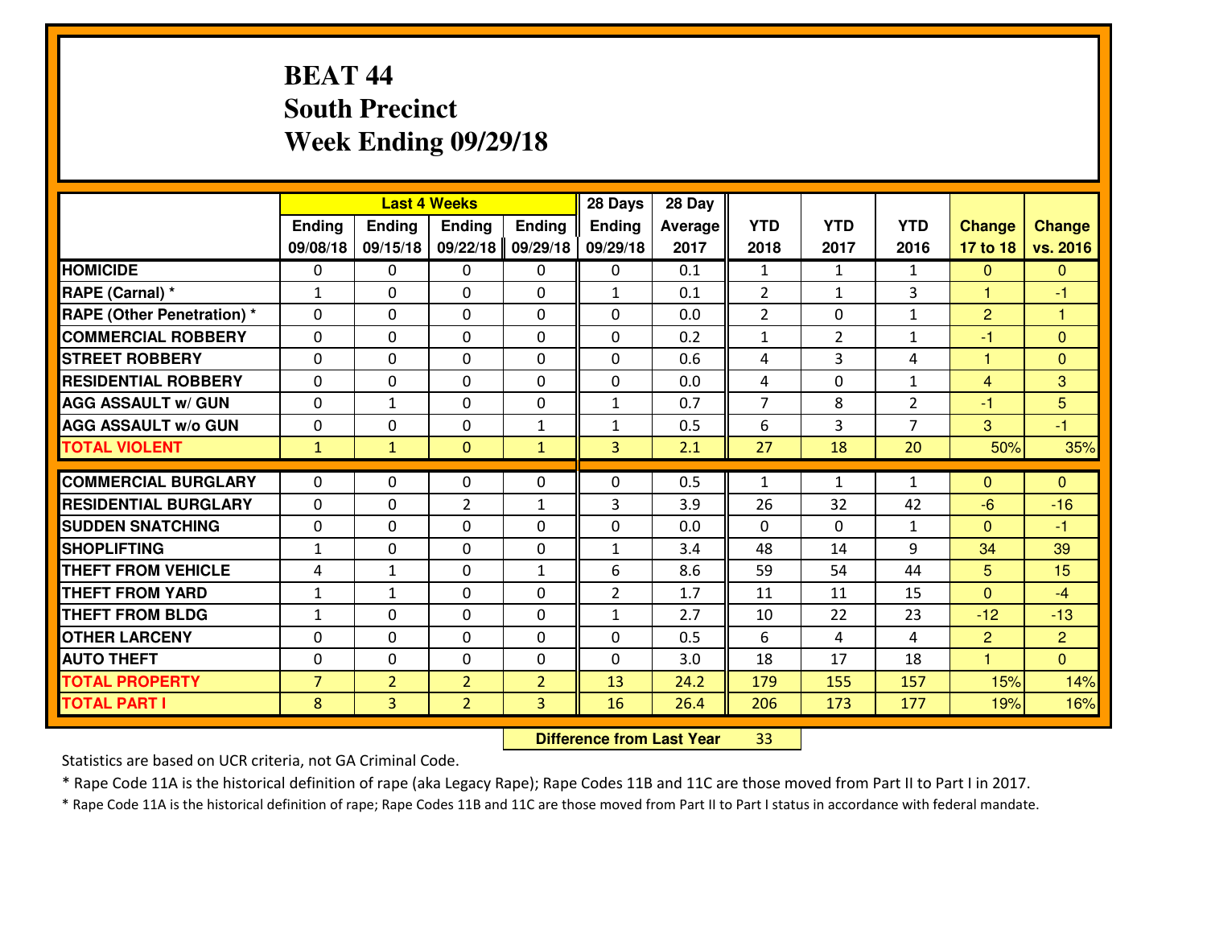# BEAT 44
## South Precinct
## Week Ending 09/29/18

| | Last 4 Weeks | | | | 28 Days | 28 Day | YTD | YTD | YTD | Change | Change |
|---|---|---|---|---|---|---|---|---|---|---|---|
| | Ending 09/08/18 | Ending 09/15/18 | Ending 09/22/18 | Ending 09/29/18 | Ending 09/29/18 | Average 2017 | 2018 | 2017 | 2016 | 17 to 18 | vs. 2016 |
| HOMICIDE | 0 | 0 | 0 | 0 | 0 | 0.1 | 1 | 1 | 1 | 0 | 0 |
| RAPE (Carnal) * | 1 | 0 | 0 | 0 | 1 | 0.1 | 2 | 1 | 3 | 1 | -1 |
| RAPE (Other Penetration) * | 0 | 0 | 0 | 0 | 0 | 0.0 | 2 | 0 | 1 | 2 | 1 |
| COMMERCIAL ROBBERY | 0 | 0 | 0 | 0 | 0 | 0.2 | 1 | 2 | 1 | -1 | 0 |
| STREET ROBBERY | 0 | 0 | 0 | 0 | 0 | 0.6 | 4 | 3 | 4 | 1 | 0 |
| RESIDENTIAL ROBBERY | 0 | 0 | 0 | 0 | 0 | 0.0 | 4 | 0 | 1 | 4 | 3 |
| AGG ASSAULT w/ GUN | 0 | 1 | 0 | 0 | 1 | 0.7 | 7 | 8 | 2 | -1 | 5 |
| AGG ASSAULT w/o GUN | 0 | 0 | 0 | 1 | 1 | 0.5 | 6 | 3 | 7 | 3 | -1 |
| TOTAL VIOLENT | 1 | 1 | 0 | 1 | 3 | 2.1 | 27 | 18 | 20 | 50% | 35% |
| COMMERCIAL BURGLARY | 0 | 0 | 0 | 0 | 0 | 0.5 | 1 | 1 | 1 | 0 | 0 |
| RESIDENTIAL BURGLARY | 0 | 0 | 2 | 1 | 3 | 3.9 | 26 | 32 | 42 | -6 | -16 |
| SUDDEN SNATCHING | 0 | 0 | 0 | 0 | 0 | 0.0 | 0 | 0 | 1 | 0 | -1 |
| SHOPLIFTING | 1 | 0 | 0 | 0 | 1 | 3.4 | 48 | 14 | 9 | 34 | 39 |
| THEFT FROM VEHICLE | 4 | 1 | 0 | 1 | 6 | 8.6 | 59 | 54 | 44 | 5 | 15 |
| THEFT FROM YARD | 1 | 1 | 0 | 0 | 2 | 1.7 | 11 | 11 | 15 | 0 | -4 |
| THEFT FROM BLDG | 1 | 0 | 0 | 0 | 1 | 2.7 | 10 | 22 | 23 | -12 | -13 |
| OTHER LARCENY | 0 | 0 | 0 | 0 | 0 | 0.5 | 6 | 4 | 4 | 2 | 2 |
| AUTO THEFT | 0 | 0 | 0 | 0 | 0 | 3.0 | 18 | 17 | 18 | 1 | 0 |
| TOTAL PROPERTY | 7 | 2 | 2 | 2 | 13 | 24.2 | 179 | 155 | 157 | 15% | 14% |
| TOTAL PART I | 8 | 3 | 2 | 3 | 16 | 26.4 | 206 | 173 | 177 | 19% | 16% |

**Difference from Last Year** 33

Statistics are based on UCR criteria, not GA Criminal Code.

* Rape Code 11A is the historical definition of rape (aka Legacy Rape); Rape Codes 11B and 11C are those moved from Part II to Part I in 2017.

* Rape Code 11A is the historical definition of rape; Rape Codes 11B and 11C are those moved from Part II to Part I status in accordance with federal mandate.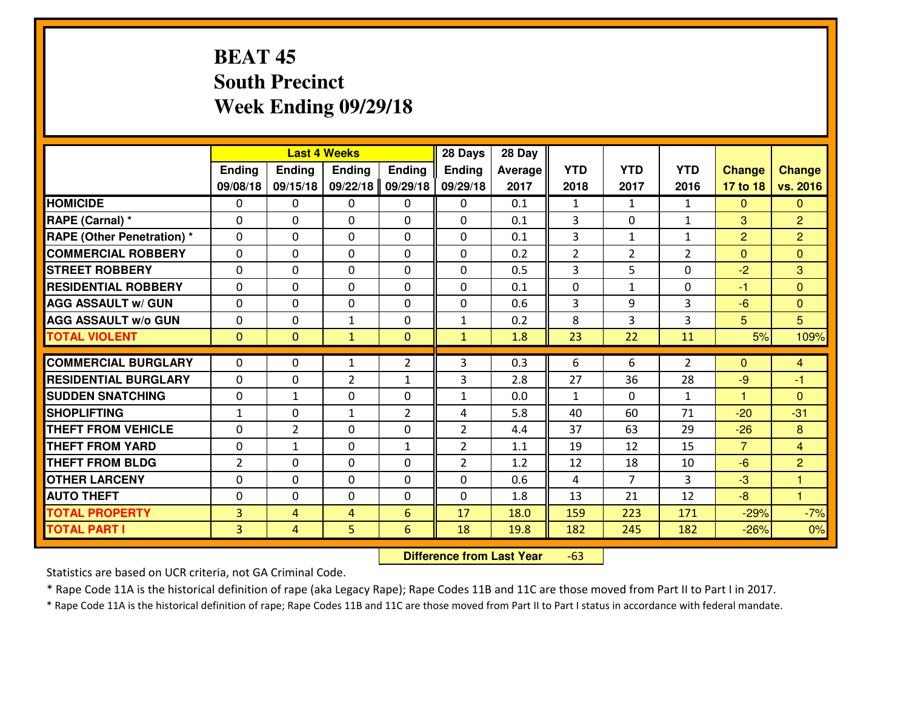# BEAT 45
## South Precinct
## Week Ending 09/29/18

| | Last 4 Weeks | | | | 28 Days | 28 Day | | | | | |
|---|---|---|---|---|---|---|---|---|---|---|---|
| | Ending 09/08/18 | Ending 09/15/18 | Ending 09/22/18 | Ending 09/29/18 | Ending 09/29/18 | Average 2017 | YTD 2018 | YTD 2017 | YTD 2016 | Change 17 to 18 | Change vs. 2016 |
| **HOMICIDE** | 0 | 0 | 0 | 0 | 0 | 0.1 | 1 | 1 | 1 | 0 | 0 |
| **RAPE (Carnal) *** | 0 | 0 | 0 | 0 | 0 | 0.1 | 3 | 0 | 1 | 3 | 2 |
| **RAPE (Other Penetration) *** | 0 | 0 | 0 | 0 | 0 | 0.1 | 3 | 1 | 1 | 2 | 2 |
| **COMMERCIAL ROBBERY** | 0 | 0 | 0 | 0 | 0 | 0.2 | 2 | 2 | 2 | 0 | 0 |
| **STREET ROBBERY** | 0 | 0 | 0 | 0 | 0 | 0.5 | 3 | 5 | 0 | -2 | 3 |
| **RESIDENTIAL ROBBERY** | 0 | 0 | 0 | 0 | 0 | 0.1 | 0 | 1 | 0 | -1 | 0 |
| **AGG ASSAULT w/ GUN** | 0 | 0 | 0 | 0 | 0 | 0.6 | 3 | 9 | 3 | -6 | 0 |
| **AGG ASSAULT w/o GUN** | 0 | 0 | 1 | 0 | 1 | 0.2 | 8 | 3 | 3 | 5 | 5 |
| **TOTAL VIOLENT** | 0 | 0 | 1 | 0 | 1 | 1.8 | 23 | 22 | 11 | 5% | 109% |
| **COMMERCIAL BURGLARY** | 0 | 0 | 1 | 2 | 3 | 0.3 | 6 | 6 | 2 | 0 | 4 |
| **RESIDENTIAL BURGLARY** | 0 | 0 | 2 | 1 | 3 | 2.8 | 27 | 36 | 28 | -9 | -1 |
| **SUDDEN SNATCHING** | 0 | 1 | 0 | 0 | 1 | 0.0 | 1 | 0 | 1 | 1 | 0 |
| **SHOPLIFTING** | 1 | 0 | 1 | 2 | 4 | 5.8 | 40 | 60 | 71 | -20 | -31 |
| **THEFT FROM VEHICLE** | 0 | 2 | 0 | 0 | 2 | 4.4 | 37 | 63 | 29 | -26 | 8 |
| **THEFT FROM YARD** | 0 | 1 | 0 | 1 | 2 | 1.1 | 19 | 12 | 15 | 7 | 4 |
| **THEFT FROM BLDG** | 2 | 0 | 0 | 0 | 2 | 1.2 | 12 | 18 | 10 | -6 | 2 |
| **OTHER LARCENY** | 0 | 0 | 0 | 0 | 0 | 0.6 | 4 | 7 | 3 | -3 | 1 |
| **AUTO THEFT** | 0 | 0 | 0 | 0 | 0 | 1.8 | 13 | 21 | 12 | -8 | 1 |
| **TOTAL PROPERTY** | 3 | 4 | 4 | 6 | 17 | 18.0 | 159 | 223 | 171 | -29% | -7% |
| **TOTAL PART I** | 3 | 4 | 5 | 6 | 18 | 19.8 | 182 | 245 | 182 | -26% | 0% |

**Difference from Last Year** -63

Statistics are based on UCR criteria, not GA Criminal Code.

* Rape Code 11A is the historical definition of rape (aka Legacy Rape); Rape Codes 11B and 11C are those moved from Part II to Part I in 2017.

* Rape Code 11A is the historical definition of rape; Rape Codes 11B and 11C are those moved from Part II to Part I status in accordance with federal mandate.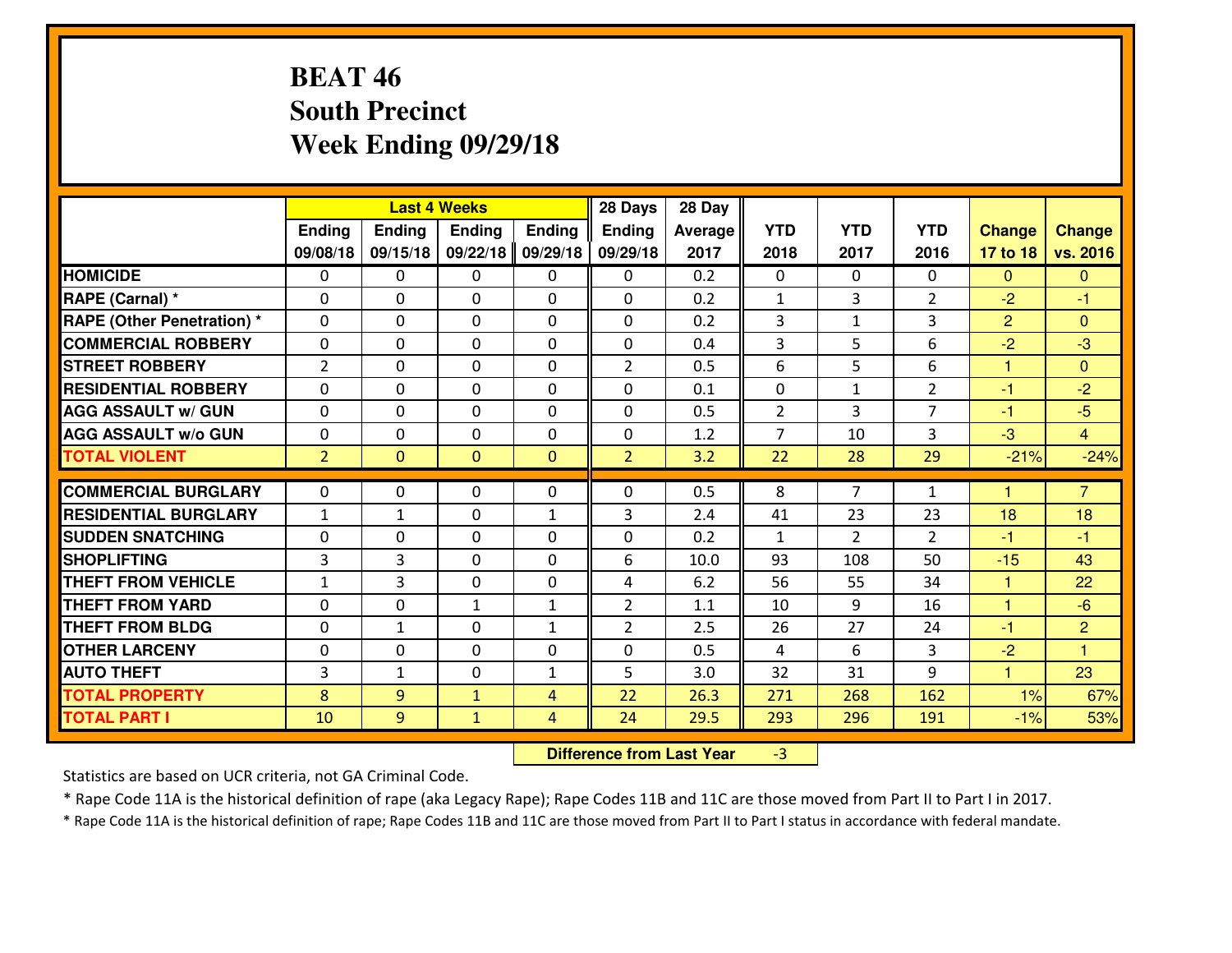# BEAT 46
## South Precinct
## Week Ending 09/29/18

| | Last 4 Weeks | | | | 28 Days | 28 Day | | | | | |
|---|---|---|---|---|---|---|---|---|---|---|---|
| | Ending 09/08/18 | Ending 09/15/18 | Ending 09/22/18 | Ending 09/29/18 | Ending 09/29/18 | Average 2017 | YTD 2018 | YTD 2017 | YTD 2016 | Change 17 to 18 | Change vs. 2016 |
| HOMICIDE | 0 | 0 | 0 | 0 | 0 | 0.2 | 0 | 0 | 0 | 0 | 0 |
| RAPE (Carnal) * | 0 | 0 | 0 | 0 | 0 | 0.2 | 1 | 3 | 2 | -2 | -1 |
| RAPE (Other Penetration) * | 0 | 0 | 0 | 0 | 0 | 0.2 | 3 | 1 | 3 | 2 | 0 |
| COMMERCIAL ROBBERY | 0 | 0 | 0 | 0 | 0 | 0.4 | 3 | 5 | 6 | -2 | -3 |
| STREET ROBBERY | 2 | 0 | 0 | 0 | 2 | 0.5 | 6 | 5 | 6 | 1 | 0 |
| RESIDENTIAL ROBBERY | 0 | 0 | 0 | 0 | 0 | 0.1 | 0 | 1 | 2 | -1 | -2 |
| AGG ASSAULT w/ GUN | 0 | 0 | 0 | 0 | 0 | 0.5 | 2 | 3 | 7 | -1 | -5 |
| AGG ASSAULT w/o GUN | 0 | 0 | 0 | 0 | 0 | 1.2 | 7 | 10 | 3 | -3 | 4 |
| TOTAL VIOLENT | 2 | 0 | 0 | 0 | 2 | 3.2 | 22 | 28 | 29 | -21% | -24% |
| COMMERCIAL BURGLARY | 0 | 0 | 0 | 0 | 0 | 0.5 | 8 | 7 | 1 | 1 | 7 |
| RESIDENTIAL BURGLARY | 1 | 1 | 0 | 1 | 3 | 2.4 | 41 | 23 | 23 | 18 | 18 |
| SUDDEN SNATCHING | 0 | 0 | 0 | 0 | 0 | 0.2 | 1 | 2 | 2 | -1 | -1 |
| SHOPLIFTING | 3 | 3 | 0 | 0 | 6 | 10.0 | 93 | 108 | 50 | -15 | 43 |
| THEFT FROM VEHICLE | 1 | 3 | 0 | 0 | 4 | 6.2 | 56 | 55 | 34 | 1 | 22 |
| THEFT FROM YARD | 0 | 0 | 1 | 1 | 2 | 1.1 | 10 | 9 | 16 | 1 | -6 |
| THEFT FROM BLDG | 0 | 1 | 0 | 1 | 2 | 2.5 | 26 | 27 | 24 | -1 | 2 |
| OTHER LARCENY | 0 | 0 | 0 | 0 | 0 | 0.5 | 4 | 6 | 3 | -2 | 1 |
| AUTO THEFT | 3 | 1 | 0 | 1 | 5 | 3.0 | 32 | 31 | 9 | 1 | 23 |
| TOTAL PROPERTY | 8 | 9 | 1 | 4 | 22 | 26.3 | 271 | 268 | 162 | 1% | 67% |
| TOTAL PART I | 10 | 9 | 1 | 4 | 24 | 29.5 | 293 | 296 | 191 | -1% | 53% |

**Difference from Last Year** -3

Statistics are based on UCR criteria, not GA Criminal Code.

* Rape Code 11A is the historical definition of rape (aka Legacy Rape); Rape Codes 11B and 11C are those moved from Part II to Part I in 2017.

* Rape Code 11A is the historical definition of rape; Rape Codes 11B and 11C are those moved from Part II to Part I status in accordance with federal mandate.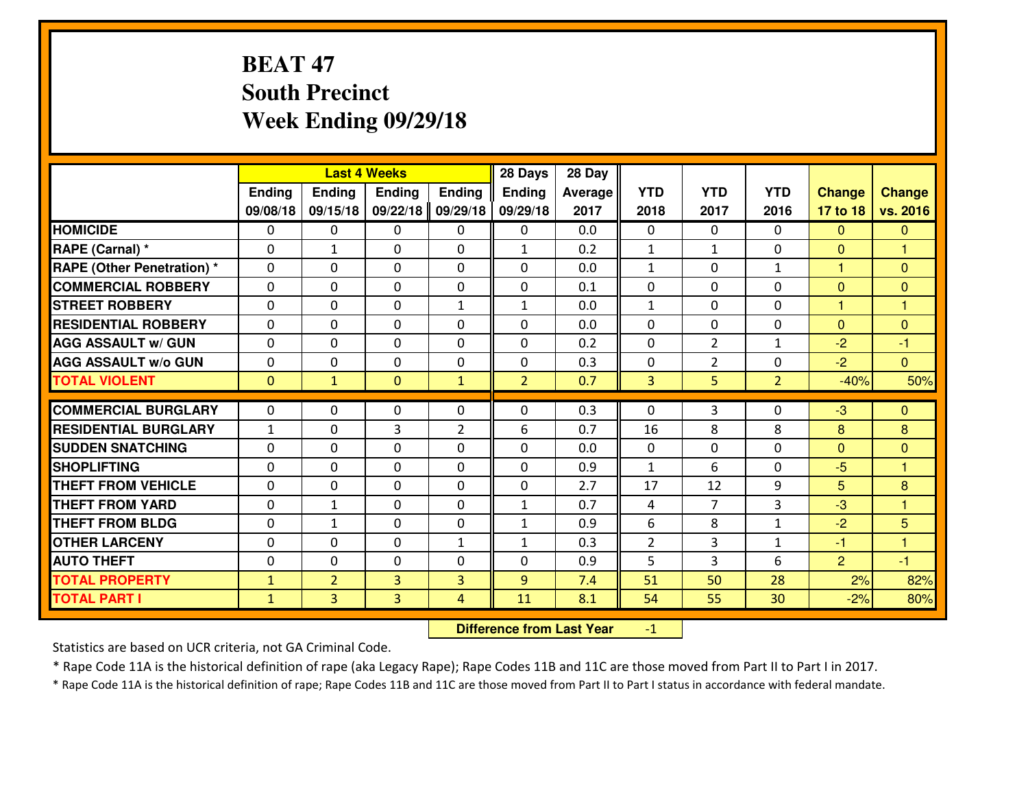# BEAT 47
## South Precinct
## Week Ending 09/29/18

| | Last 4 Weeks | | | | 28 Days | 28 Day | | | | | |
|---|---|---|---|---|---|---|---|---|---|---|---|
| | Ending 09/08/18 | Ending 09/15/18 | Ending 09/22/18 | Ending 09/29/18 | Ending 09/29/18 | Average 2017 | YTD 2018 | YTD 2017 | YTD 2016 | Change 17 to 18 | Change vs. 2016 |
| HOMICIDE | 0 | 0 | 0 | 0 | 0 | 0.0 | 0 | 0 | 0 | 0 | 0 |
| RAPE (Carnal) * | 0 | 1 | 0 | 0 | 1 | 0.2 | 1 | 1 | 0 | 0 | 1 |
| RAPE (Other Penetration) * | 0 | 0 | 0 | 0 | 0 | 0.0 | 1 | 0 | 1 | 1 | 0 |
| COMMERCIAL ROBBERY | 0 | 0 | 0 | 0 | 0 | 0.1 | 0 | 0 | 0 | 0 | 0 |
| STREET ROBBERY | 0 | 0 | 0 | 1 | 1 | 0.0 | 1 | 0 | 0 | 1 | 1 |
| RESIDENTIAL ROBBERY | 0 | 0 | 0 | 0 | 0 | 0.0 | 0 | 0 | 0 | 0 | 0 |
| AGG ASSAULT w/ GUN | 0 | 0 | 0 | 0 | 0 | 0.2 | 0 | 2 | 1 | -2 | -1 |
| AGG ASSAULT w/o GUN | 0 | 0 | 0 | 0 | 0 | 0.3 | 0 | 2 | 0 | -2 | 0 |
| TOTAL VIOLENT | 0 | 1 | 0 | 1 | 2 | 0.7 | 3 | 5 | 2 | -40% | 50% |
| COMMERCIAL BURGLARY | 0 | 0 | 0 | 0 | 0 | 0.3 | 0 | 3 | 0 | -3 | 0 |
| RESIDENTIAL BURGLARY | 1 | 0 | 3 | 2 | 6 | 0.7 | 16 | 8 | 8 | 8 | 8 |
| SUDDEN SNATCHING | 0 | 0 | 0 | 0 | 0 | 0.0 | 0 | 0 | 0 | 0 | 0 |
| SHOPLIFTING | 0 | 0 | 0 | 0 | 0 | 0.9 | 1 | 6 | 0 | -5 | 1 |
| THEFT FROM VEHICLE | 0 | 0 | 0 | 0 | 0 | 2.7 | 17 | 12 | 9 | 5 | 8 |
| THEFT FROM YARD | 0 | 1 | 0 | 0 | 1 | 0.7 | 4 | 7 | 3 | -3 | 1 |
| THEFT FROM BLDG | 0 | 1 | 0 | 0 | 1 | 0.9 | 6 | 8 | 1 | -2 | 5 |
| OTHER LARCENY | 0 | 0 | 0 | 1 | 1 | 0.3 | 2 | 3 | 1 | -1 | 1 |
| AUTO THEFT | 0 | 0 | 0 | 0 | 0 | 0.9 | 5 | 3 | 6 | 2 | -1 |
| TOTAL PROPERTY | 1 | 2 | 3 | 3 | 9 | 7.4 | 51 | 50 | 28 | 2% | 82% |
| TOTAL PART I | 1 | 3 | 3 | 4 | 11 | 8.1 | 54 | 55 | 30 | -2% | 80% |

**Difference from Last Year** -1

Statistics are based on UCR criteria, not GA Criminal Code.

* Rape Code 11A is the historical definition of rape (aka Legacy Rape); Rape Codes 11B and 11C are those moved from Part II to Part I in 2017.

* Rape Code 11A is the historical definition of rape; Rape Codes 11B and 11C are those moved from Part II to Part I status in accordance with federal mandate.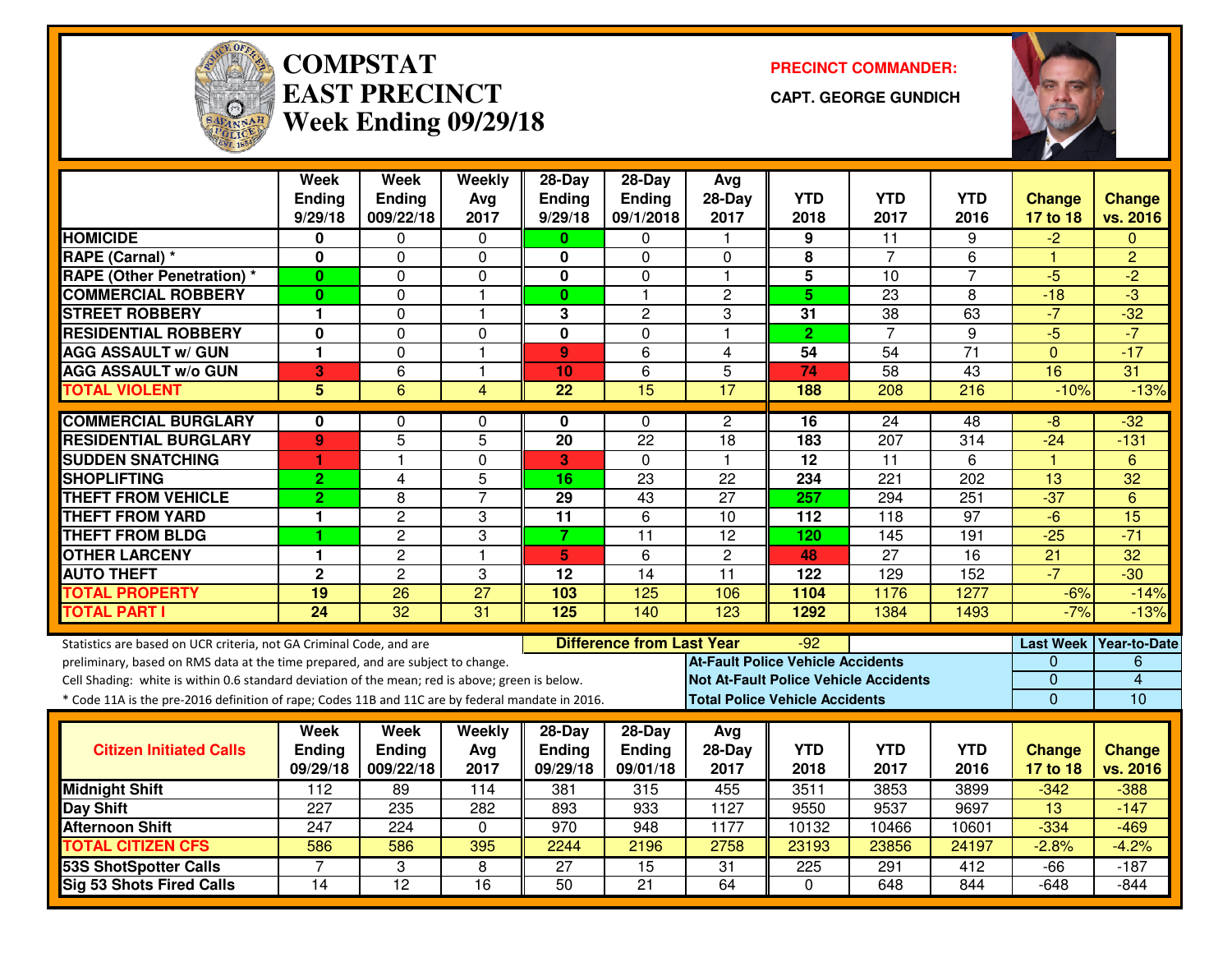# COMPSTAT EAST PRECINCT Week Ending 09/29/18

**PRECINCT COMMANDER:**

**CAPT. GEORGE GUNDICH**

| | Week Ending 9/29/18 | Week Ending 009/22/18 | Weekly Avg 2017 | 28-Day Ending 9/29/18 | 28-Day Ending 09/1/2018 | Avg 28-Day 2017 | YTD 2018 | YTD 2017 | YTD 2016 | Change 17 to 18 | Change vs. 2016 |
|---|---|---|---|---|---|---|---|---|---|---|---|
| HOMICIDE | 0 | 0 | 0 | 0 | 0 | 1 | 9 | 11 | 9 | -2 | 0 |
| RAPE (Carnal) * | 0 | 0 | 0 | 0 | 0 | 0 | 8 | 7 | 6 | 1 | 2 |
| RAPE (Other Penetration) * | 0 | 0 | 0 | 0 | 0 | 1 | 5 | 10 | 7 | -5 | -2 |
| COMMERCIAL ROBBERY | 0 | 0 | 1 | 0 | 1 | 2 | 5 | 23 | 8 | -18 | -3 |
| STREET ROBBERY | 1 | 0 | 1 | 3 | 2 | 3 | 31 | 38 | 63 | -7 | -32 |
| RESIDENTIAL ROBBERY | 0 | 0 | 0 | 0 | 0 | 1 | 2 | 7 | 9 | -5 | -7 |
| AGG ASSAULT w/ GUN | 1 | 0 | 1 | 9 | 6 | 4 | 54 | 54 | 71 | 0 | -17 |
| AGG ASSAULT w/o GUN | 3 | 6 | 1 | 10 | 6 | 5 | 74 | 58 | 43 | 16 | 31 |
| TOTAL VIOLENT | 5 | 6 | 4 | 22 | 15 | 17 | 188 | 208 | 216 | -10% | -13% |
| COMMERCIAL BURGLARY | 0 | 0 | 0 | 0 | 0 | 2 | 16 | 24 | 48 | -8 | -32 |
| RESIDENTIAL BURGLARY | 9 | 5 | 5 | 20 | 22 | 18 | 183 | 207 | 314 | -24 | -131 |
| SUDDEN SNATCHING | 1 | 1 | 0 | 3 | 0 | 1 | 12 | 11 | 6 | 1 | 6 |
| SHOPLIFTING | 2 | 4 | 5 | 16 | 23 | 22 | 234 | 221 | 202 | 13 | 32 |
| THEFT FROM VEHICLE | 2 | 8 | 7 | 29 | 43 | 27 | 257 | 294 | 251 | -37 | 6 |
| THEFT FROM YARD | 1 | 2 | 3 | 11 | 6 | 10 | 112 | 118 | 97 | -6 | 15 |
| THEFT FROM BLDG | 1 | 2 | 3 | 7 | 11 | 12 | 120 | 145 | 191 | -25 | -71 |
| OTHER LARCENY | 1 | 2 | 1 | 5 | 6 | 2 | 48 | 27 | 16 | 21 | 32 |
| AUTO THEFT | 2 | 2 | 3 | 12 | 14 | 11 | 122 | 129 | 152 | -7 | -30 |
| TOTAL PROPERTY | 19 | 26 | 27 | 103 | 125 | 106 | 1104 | 1176 | 1277 | -6% | -14% |
| TOTAL PART I | 24 | 32 | 31 | 125 | 140 | 123 | 1292 | 1384 | 1493 | -7% | -13% |

Statistics are based on UCR criteria, not GA Criminal Code, and are preliminary, based on RMS data at the time prepared, and are subject to change.

Cell Shading: white is within 0.6 standard deviation of the mean; red is above; green is below.

\* Code 11A is the pre-2016 definition of rape; Codes 11B and 11C are by federal mandate in 2016.

**Difference from Last Year:** -92

| | Last Week | Year-to-Date |
|---|---|---|
| At-Fault Police Vehicle Accidents | 0 | 6 |
| Not At-Fault Police Vehicle Accidents | 0 | 4 |
| Total Police Vehicle Accidents | 0 | 10 |

| Citizen Initiated Calls | Week Ending 09/29/18 | Week Ending 009/22/18 | Weekly Avg 2017 | 28-Day Ending 09/29/18 | 28-Day Ending 09/01/18 | Avg 28-Day 2017 | YTD 2018 | YTD 2017 | YTD 2016 | Change 17 to 18 | Change vs. 2016 |
|---|---|---|---|---|---|---|---|---|---|---|---|
| Midnight Shift | 112 | 89 | 114 | 381 | 315 | 455 | 3511 | 3853 | 3899 | -342 | -388 |
| Day Shift | 227 | 235 | 282 | 893 | 933 | 1127 | 9550 | 9537 | 9697 | 13 | -147 |
| Afternoon Shift | 247 | 224 | 0 | 970 | 948 | 1177 | 10132 | 10466 | 10601 | -334 | -469 |
| TOTAL CITIZEN CFS | 586 | 586 | 395 | 2244 | 2196 | 2758 | 23193 | 23856 | 24197 | -2.8% | -4.2% |
| 53S ShotSpotter Calls | 7 | 3 | 8 | 27 | 15 | 31 | 225 | 291 | 412 | -66 | -187 |
| Sig 53 Shots Fired Calls | 14 | 12 | 16 | 50 | 21 | 64 | 0 | 648 | 844 | -648 | -844 |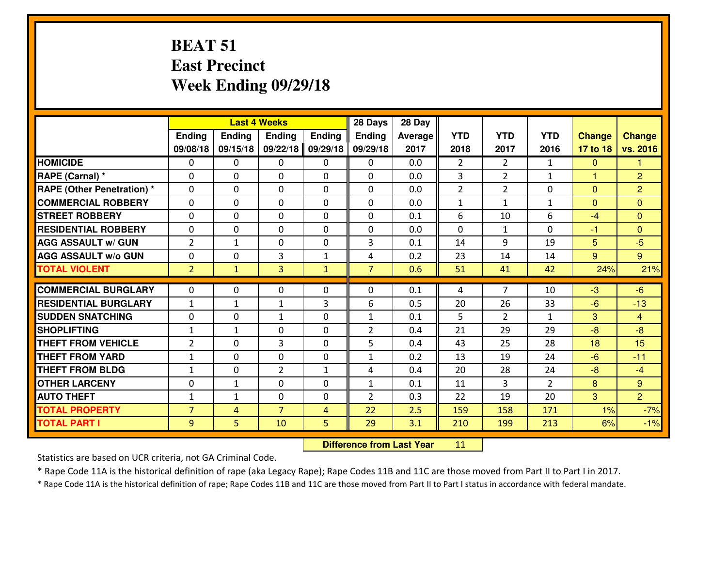# BEAT 51
## East Precinct
## Week Ending 09/29/18

| | Last 4 Weeks | | | | 28 Days | 28 Day | | | | | |
|---|---|---|---|---|---|---|---|---|---|---|---|
| | Ending 09/08/18 | Ending 09/15/18 | Ending 09/22/18 | Ending 09/29/18 | Ending 09/29/18 | Average 2017 | YTD 2018 | YTD 2017 | YTD 2016 | Change 17 to 18 | Change vs. 2016 |
| **HOMICIDE** | 0 | 0 | 0 | 0 | 0 | 0.0 | 2 | 2 | 1 | 0 | 1 |
| **RAPE (Carnal) *** | 0 | 0 | 0 | 0 | 0 | 0.0 | 3 | 2 | 1 | 1 | 2 |
| **RAPE (Other Penetration) *** | 0 | 0 | 0 | 0 | 0 | 0.0 | 2 | 2 | 0 | 0 | 2 |
| **COMMERCIAL ROBBERY** | 0 | 0 | 0 | 0 | 0 | 0.0 | 1 | 1 | 1 | 0 | 0 |
| **STREET ROBBERY** | 0 | 0 | 0 | 0 | 0 | 0.1 | 6 | 10 | 6 | -4 | 0 |
| **RESIDENTIAL ROBBERY** | 0 | 0 | 0 | 0 | 0 | 0.0 | 0 | 1 | 0 | -1 | 0 |
| **AGG ASSAULT w/ GUN** | 2 | 1 | 0 | 0 | 3 | 0.1 | 14 | 9 | 19 | 5 | -5 |
| **AGG ASSAULT w/o GUN** | 0 | 0 | 3 | 1 | 4 | 0.2 | 23 | 14 | 14 | 9 | 9 |
| **TOTAL VIOLENT** | 2 | 1 | 3 | 1 | 7 | 0.6 | 51 | 41 | 42 | 24% | 21% |
| **COMMERCIAL BURGLARY** | 0 | 0 | 0 | 0 | 0 | 0.1 | 4 | 7 | 10 | -3 | -6 |
| **RESIDENTIAL BURGLARY** | 1 | 1 | 1 | 3 | 6 | 0.5 | 20 | 26 | 33 | -6 | -13 |
| **SUDDEN SNATCHING** | 0 | 0 | 1 | 0 | 1 | 0.1 | 5 | 2 | 1 | 3 | 4 |
| **SHOPLIFTING** | 1 | 1 | 0 | 0 | 2 | 0.4 | 21 | 29 | 29 | -8 | -8 |
| **THEFT FROM VEHICLE** | 2 | 0 | 3 | 0 | 5 | 0.4 | 43 | 25 | 28 | 18 | 15 |
| **THEFT FROM YARD** | 1 | 0 | 0 | 0 | 1 | 0.2 | 13 | 19 | 24 | -6 | -11 |
| **THEFT FROM BLDG** | 1 | 0 | 2 | 1 | 4 | 0.4 | 20 | 28 | 24 | -8 | -4 |
| **OTHER LARCENY** | 0 | 1 | 0 | 0 | 1 | 0.1 | 11 | 3 | 2 | 8 | 9 |
| **AUTO THEFT** | 1 | 1 | 0 | 0 | 2 | 0.3 | 22 | 19 | 20 | 3 | 2 |
| **TOTAL PROPERTY** | 7 | 4 | 7 | 4 | 22 | 2.5 | 159 | 158 | 171 | 1% | -7% |
| **TOTAL PART I** | 9 | 5 | 10 | 5 | 29 | 3.1 | 210 | 199 | 213 | 6% | -1% |

**Difference from Last Year** 11

Statistics are based on UCR criteria, not GA Criminal Code.

* Rape Code 11A is the historical definition of rape (aka Legacy Rape); Rape Codes 11B and 11C are those moved from Part II to Part I in 2017.

* Rape Code 11A is the historical definition of rape; Rape Codes 11B and 11C are those moved from Part II to Part I status in accordance with federal mandate.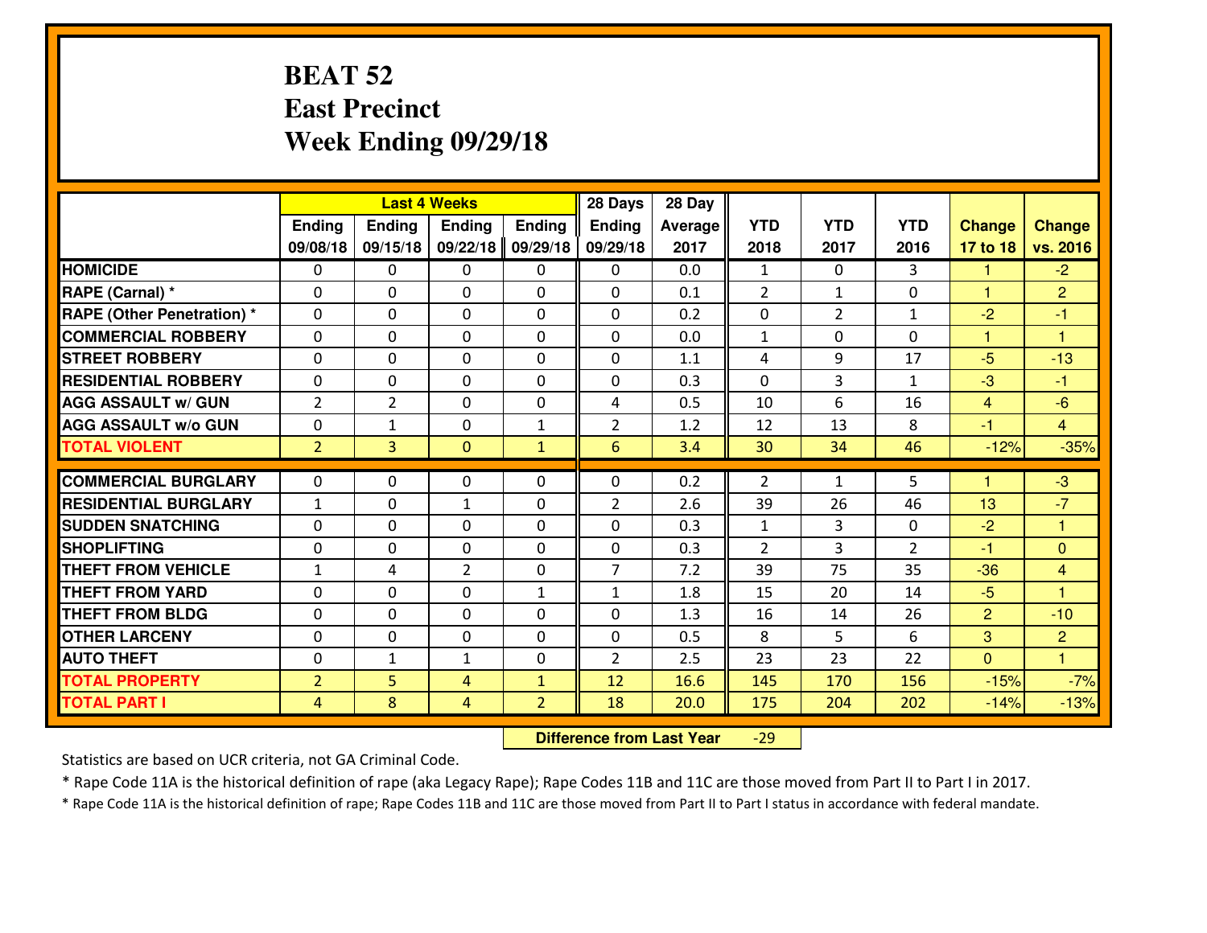# BEAT 52
# East Precinct
# Week Ending 09/29/18

| | Last 4 Weeks | | | | 28 Days | 28 Day | | | | | |
|---|---|---|---|---|---|---|---|---|---|---|---|
| | Ending 09/08/18 | Ending 09/15/18 | Ending 09/22/18 | Ending 09/29/18 | Ending 09/29/18 | Average 2017 | YTD 2018 | YTD 2017 | YTD 2016 | Change 17 to 18 | Change vs. 2016 |
| **HOMICIDE** | 0 | 0 | 0 | 0 | 0 | 0.0 | 1 | 0 | 3 | 1 | -2 |
| **RAPE (Carnal) \*** | 0 | 0 | 0 | 0 | 0 | 0.1 | 2 | 1 | 0 | 1 | 2 |
| **RAPE (Other Penetration) \*** | 0 | 0 | 0 | 0 | 0 | 0.2 | 0 | 2 | 1 | -2 | -1 |
| **COMMERCIAL ROBBERY** | 0 | 0 | 0 | 0 | 0 | 0.0 | 1 | 0 | 0 | 1 | 1 |
| **STREET ROBBERY** | 0 | 0 | 0 | 0 | 0 | 1.1 | 4 | 9 | 17 | -5 | -13 |
| **RESIDENTIAL ROBBERY** | 0 | 0 | 0 | 0 | 0 | 0.3 | 0 | 3 | 1 | -3 | -1 |
| **AGG ASSAULT w/ GUN** | 2 | 2 | 0 | 0 | 4 | 0.5 | 10 | 6 | 16 | 4 | -6 |
| **AGG ASSAULT w/o GUN** | 0 | 1 | 0 | 1 | 2 | 1.2 | 12 | 13 | 8 | -1 | 4 |
| **TOTAL VIOLENT** | 2 | 3 | 0 | 1 | 6 | 3.4 | 30 | 34 | 46 | -12% | -35% |
| **COMMERCIAL BURGLARY** | 0 | 0 | 0 | 0 | 0 | 0.2 | 2 | 1 | 5 | 1 | -3 |
| **RESIDENTIAL BURGLARY** | 1 | 0 | 1 | 0 | 2 | 2.6 | 39 | 26 | 46 | 13 | -7 |
| **SUDDEN SNATCHING** | 0 | 0 | 0 | 0 | 0 | 0.3 | 1 | 3 | 0 | -2 | 1 |
| **SHOPLIFTING** | 0 | 0 | 0 | 0 | 0 | 0.3 | 2 | 3 | 2 | -1 | 0 |
| **THEFT FROM VEHICLE** | 1 | 4 | 2 | 0 | 7 | 7.2 | 39 | 75 | 35 | -36 | 4 |
| **THEFT FROM YARD** | 0 | 0 | 0 | 1 | 1 | 1.8 | 15 | 20 | 14 | -5 | 1 |
| **THEFT FROM BLDG** | 0 | 0 | 0 | 0 | 0 | 1.3 | 16 | 14 | 26 | 2 | -10 |
| **OTHER LARCENY** | 0 | 0 | 0 | 0 | 0 | 0.5 | 8 | 5 | 6 | 3 | 2 |
| **AUTO THEFT** | 0 | 1 | 1 | 0 | 2 | 2.5 | 23 | 23 | 22 | 0 | 1 |
| **TOTAL PROPERTY** | 2 | 5 | 4 | 1 | 12 | 16.6 | 145 | 170 | 156 | -15% | -7% |
| **TOTAL PART I** | 4 | 8 | 4 | 2 | 18 | 20.0 | 175 | 204 | 202 | -14% | -13% |

**Difference from Last Year** -29

Statistics are based on UCR criteria, not GA Criminal Code.

\* Rape Code 11A is the historical definition of rape (aka Legacy Rape); Rape Codes 11B and 11C are those moved from Part II to Part I in 2017.

\* Rape Code 11A is the historical definition of rape; Rape Codes 11B and 11C are those moved from Part II to Part I status in accordance with federal mandate.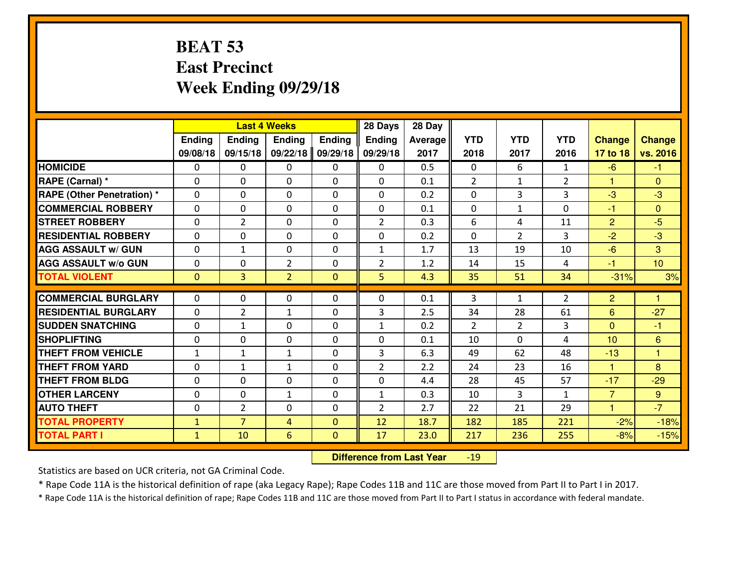# BEAT 53
## East Precinct
## Week Ending 09/29/18

| | Last 4 Weeks | | | | 28 Days | 28 Day | | | | | |
|---|---|---|---|---|---|---|---|---|---|---|---|
| | Ending 09/08/18 | Ending 09/15/18 | Ending 09/22/18 | Ending 09/29/18 | Ending 09/29/18 | Average 2017 | YTD 2018 | YTD 2017 | YTD 2016 | Change 17 to 18 | Change vs. 2016 |
| **HOMICIDE** | 0 | 0 | 0 | 0 | 0 | 0.5 | 0 | 6 | 1 | -6 | -1 |
| **RAPE (Carnal) *** | 0 | 0 | 0 | 0 | 0 | 0.1 | 2 | 1 | 2 | 1 | 0 |
| **RAPE (Other Penetration) *** | 0 | 0 | 0 | 0 | 0 | 0.2 | 0 | 3 | 3 | -3 | -3 |
| **COMMERCIAL ROBBERY** | 0 | 0 | 0 | 0 | 0 | 0.1 | 0 | 1 | 0 | -1 | 0 |
| **STREET ROBBERY** | 0 | 2 | 0 | 0 | 2 | 0.3 | 6 | 4 | 11 | 2 | -5 |
| **RESIDENTIAL ROBBERY** | 0 | 0 | 0 | 0 | 0 | 0.2 | 0 | 2 | 3 | -2 | -3 |
| **AGG ASSAULT w/ GUN** | 0 | 1 | 0 | 0 | 1 | 1.7 | 13 | 19 | 10 | -6 | 3 |
| **AGG ASSAULT w/o GUN** | 0 | 0 | 2 | 0 | 2 | 1.2 | 14 | 15 | 4 | -1 | 10 |
| **TOTAL VIOLENT** | 0 | 3 | 2 | 0 | 5 | 4.3 | 35 | 51 | 34 | -31% | 3% |
| **COMMERCIAL BURGLARY** | 0 | 0 | 0 | 0 | 0 | 0.1 | 3 | 1 | 2 | 2 | 1 |
| **RESIDENTIAL BURGLARY** | 0 | 2 | 1 | 0 | 3 | 2.5 | 34 | 28 | 61 | 6 | -27 |
| **SUDDEN SNATCHING** | 0 | 1 | 0 | 0 | 1 | 0.2 | 2 | 2 | 3 | 0 | -1 |
| **SHOPLIFTING** | 0 | 0 | 0 | 0 | 0 | 0.1 | 10 | 0 | 4 | 10 | 6 |
| **THEFT FROM VEHICLE** | 1 | 1 | 1 | 0 | 3 | 6.3 | 49 | 62 | 48 | -13 | 1 |
| **THEFT FROM YARD** | 0 | 1 | 1 | 0 | 2 | 2.2 | 24 | 23 | 16 | 1 | 8 |
| **THEFT FROM BLDG** | 0 | 0 | 0 | 0 | 0 | 4.4 | 28 | 45 | 57 | -17 | -29 |
| **OTHER LARCENY** | 0 | 0 | 1 | 0 | 1 | 0.3 | 10 | 3 | 1 | 7 | 9 |
| **AUTO THEFT** | 0 | 2 | 0 | 0 | 2 | 2.7 | 22 | 21 | 29 | 1 | -7 |
| **TOTAL PROPERTY** | 1 | 7 | 4 | 0 | 12 | 18.7 | 182 | 185 | 221 | -2% | -18% |
| **TOTAL PART I** | 1 | 10 | 6 | 0 | 17 | 23.0 | 217 | 236 | 255 | -8% | -15% |

**Difference from Last Year** -19

Statistics are based on UCR criteria, not GA Criminal Code.

* Rape Code 11A is the historical definition of rape (aka Legacy Rape); Rape Codes 11B and 11C are those moved from Part II to Part I in 2017.

* Rape Code 11A is the historical definition of rape; Rape Codes 11B and 11C are those moved from Part II to Part I status in accordance with federal mandate.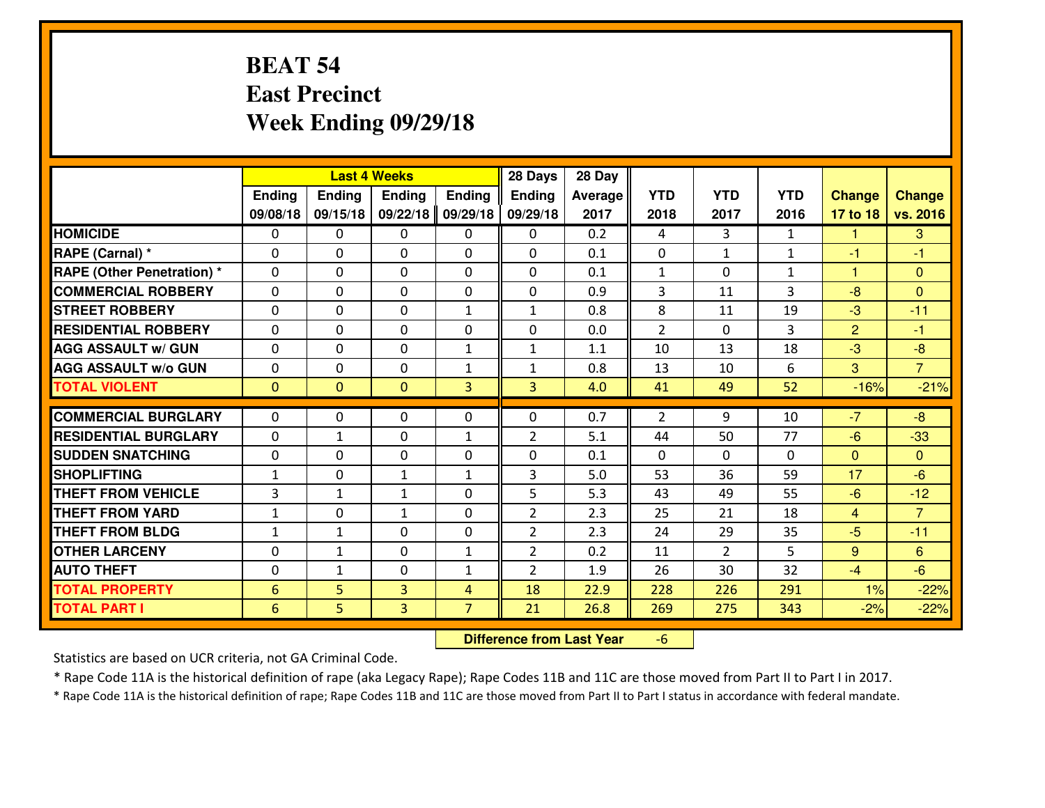# BEAT 54
## East Precinct
## Week Ending 09/29/18

| | Last 4 Weeks | | | | 28 Days | 28 Day | | | | | |
|---|---|---|---|---|---|---|---|---|---|---|---|
| | Ending 09/08/18 | Ending 09/15/18 | Ending 09/22/18 | Ending 09/29/18 | Ending 09/29/18 | Average 2017 | YTD 2018 | YTD 2017 | YTD 2016 | Change 17 to 18 | Change vs. 2016 |
| **HOMICIDE** | 0 | 0 | 0 | 0 | 0 | 0.2 | 4 | 3 | 1 | 1 | 3 |
| **RAPE (Carnal) *** | 0 | 0 | 0 | 0 | 0 | 0.1 | 0 | 1 | 1 | -1 | -1 |
| **RAPE (Other Penetration) *** | 0 | 0 | 0 | 0 | 0 | 0.1 | 1 | 0 | 1 | 1 | 0 |
| **COMMERCIAL ROBBERY** | 0 | 0 | 0 | 0 | 0 | 0.9 | 3 | 11 | 3 | -8 | 0 |
| **STREET ROBBERY** | 0 | 0 | 0 | 1 | 1 | 0.8 | 8 | 11 | 19 | -3 | -11 |
| **RESIDENTIAL ROBBERY** | 0 | 0 | 0 | 0 | 0 | 0.0 | 2 | 0 | 3 | 2 | -1 |
| **AGG ASSAULT w/ GUN** | 0 | 0 | 0 | 1 | 1 | 1.1 | 10 | 13 | 18 | -3 | -8 |
| **AGG ASSAULT w/o GUN** | 0 | 0 | 0 | 1 | 1 | 0.8 | 13 | 10 | 6 | 3 | 7 |
| **TOTAL VIOLENT** | 0 | 0 | 0 | 3 | 3 | 4.0 | 41 | 49 | 52 | -16% | -21% |
| **COMMERCIAL BURGLARY** | 0 | 0 | 0 | 0 | 0 | 0.7 | 2 | 9 | 10 | -7 | -8 |
| **RESIDENTIAL BURGLARY** | 0 | 1 | 0 | 1 | 2 | 5.1 | 44 | 50 | 77 | -6 | -33 |
| **SUDDEN SNATCHING** | 0 | 0 | 0 | 0 | 0 | 0.1 | 0 | 0 | 0 | 0 | 0 |
| **SHOPLIFTING** | 1 | 0 | 1 | 1 | 3 | 5.0 | 53 | 36 | 59 | 17 | -6 |
| **THEFT FROM VEHICLE** | 3 | 1 | 1 | 0 | 5 | 5.3 | 43 | 49 | 55 | -6 | -12 |
| **THEFT FROM YARD** | 1 | 0 | 1 | 0 | 2 | 2.3 | 25 | 21 | 18 | 4 | 7 |
| **THEFT FROM BLDG** | 1 | 1 | 0 | 0 | 2 | 2.3 | 24 | 29 | 35 | -5 | -11 |
| **OTHER LARCENY** | 0 | 1 | 0 | 1 | 2 | 0.2 | 11 | 2 | 5 | 9 | 6 |
| **AUTO THEFT** | 0 | 1 | 0 | 1 | 2 | 1.9 | 26 | 30 | 32 | -4 | -6 |
| **TOTAL PROPERTY** | 6 | 5 | 3 | 4 | 18 | 22.9 | 228 | 226 | 291 | 1% | -22% |
| **TOTAL PART I** | 6 | 5 | 3 | 7 | 21 | 26.8 | 269 | 275 | 343 | -2% | -22% |

**Difference from Last Year** -6

Statistics are based on UCR criteria, not GA Criminal Code.

* Rape Code 11A is the historical definition of rape (aka Legacy Rape); Rape Codes 11B and 11C are those moved from Part II to Part I in 2017.

* Rape Code 11A is the historical definition of rape; Rape Codes 11B and 11C are those moved from Part II to Part I status in accordance with federal mandate.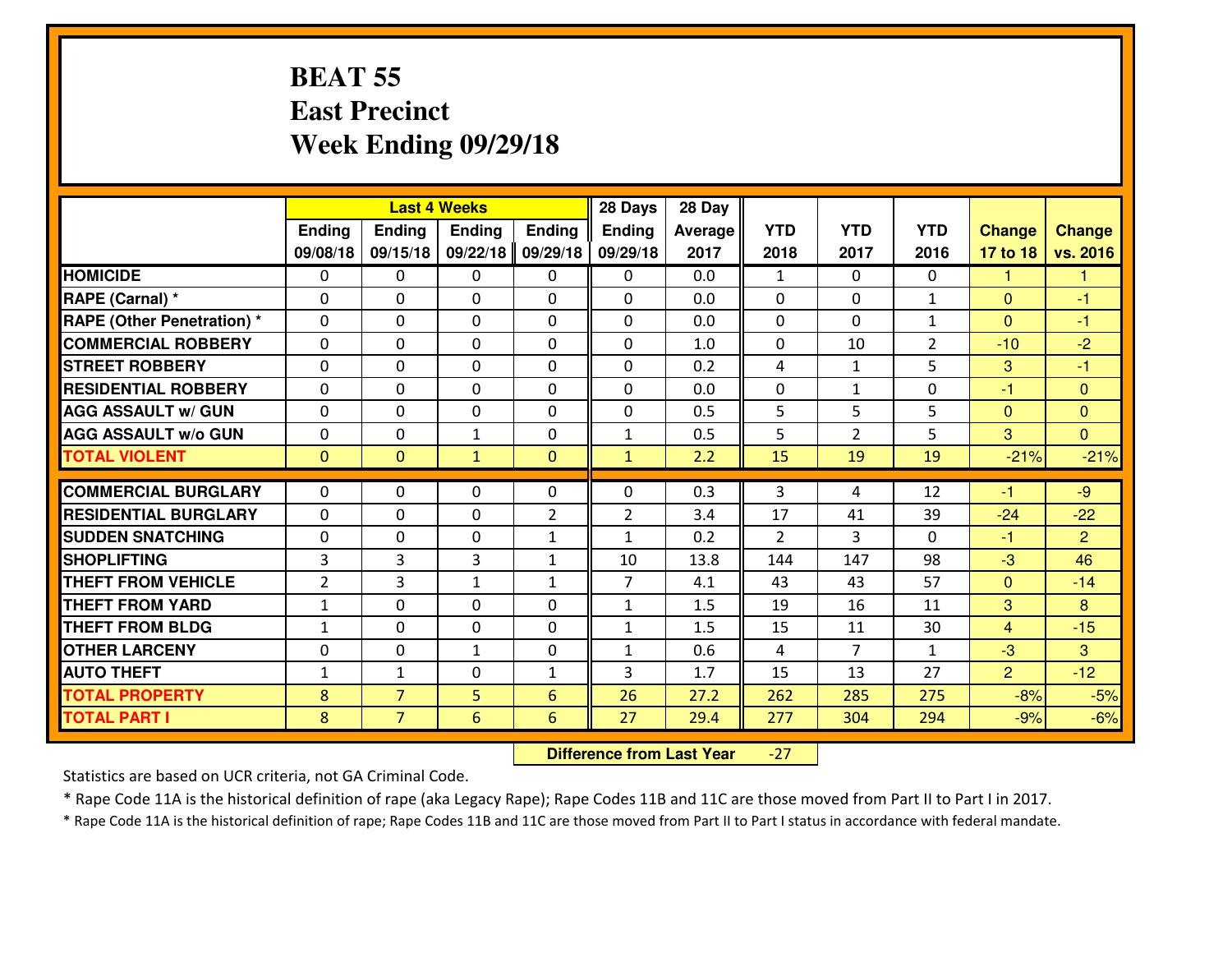# BEAT 55
## East Precinct
## Week Ending 09/29/18

| | Last 4 Weeks | | | | 28 Days | 28 Day | | | | | |
|---|---|---|---|---|---|---|---|---|---|---|---|
| | Ending 09/08/18 | Ending 09/15/18 | Ending 09/22/18 | Ending 09/29/18 | Ending 09/29/18 | Average 2017 | YTD 2018 | YTD 2017 | YTD 2016 | Change 17 to 18 | Change vs. 2016 |
| **HOMICIDE** | 0 | 0 | 0 | 0 | 0 | 0.0 | 1 | 0 | 0 | 1 | 1 |
| **RAPE (Carnal) *** | 0 | 0 | 0 | 0 | 0 | 0.0 | 0 | 0 | 1 | 0 | -1 |
| **RAPE (Other Penetration) *** | 0 | 0 | 0 | 0 | 0 | 0.0 | 0 | 0 | 1 | 0 | -1 |
| **COMMERCIAL ROBBERY** | 0 | 0 | 0 | 0 | 0 | 1.0 | 0 | 10 | 2 | -10 | -2 |
| **STREET ROBBERY** | 0 | 0 | 0 | 0 | 0 | 0.2 | 4 | 1 | 5 | 3 | -1 |
| **RESIDENTIAL ROBBERY** | 0 | 0 | 0 | 0 | 0 | 0.0 | 0 | 1 | 0 | -1 | 0 |
| **AGG ASSAULT w/ GUN** | 0 | 0 | 0 | 0 | 0 | 0.5 | 5 | 5 | 5 | 0 | 0 |
| **AGG ASSAULT w/o GUN** | 0 | 0 | 1 | 0 | 1 | 0.5 | 5 | 2 | 5 | 3 | 0 |
| **TOTAL VIOLENT** | 0 | 0 | 1 | 0 | 1 | 2.2 | 15 | 19 | 19 | -21% | -21% |
| **COMMERCIAL BURGLARY** | 0 | 0 | 0 | 0 | 0 | 0.3 | 3 | 4 | 12 | -1 | -9 |
| **RESIDENTIAL BURGLARY** | 0 | 0 | 0 | 2 | 2 | 3.4 | 17 | 41 | 39 | -24 | -22 |
| **SUDDEN SNATCHING** | 0 | 0 | 0 | 1 | 1 | 0.2 | 2 | 3 | 0 | -1 | 2 |
| **SHOPLIFTING** | 3 | 3 | 3 | 1 | 10 | 13.8 | 144 | 147 | 98 | -3 | 46 |
| **THEFT FROM VEHICLE** | 2 | 3 | 1 | 1 | 7 | 4.1 | 43 | 43 | 57 | 0 | -14 |
| **THEFT FROM YARD** | 1 | 0 | 0 | 0 | 1 | 1.5 | 19 | 16 | 11 | 3 | 8 |
| **THEFT FROM BLDG** | 1 | 0 | 0 | 0 | 1 | 1.5 | 15 | 11 | 30 | 4 | -15 |
| **OTHER LARCENY** | 0 | 0 | 1 | 0 | 1 | 0.6 | 4 | 7 | 1 | -3 | 3 |
| **AUTO THEFT** | 1 | 1 | 0 | 1 | 3 | 1.7 | 15 | 13 | 27 | 2 | -12 |
| **TOTAL PROPERTY** | 8 | 7 | 5 | 6 | 26 | 27.2 | 262 | 285 | 275 | -8% | -5% |
| **TOTAL PART I** | 8 | 7 | 6 | 6 | 27 | 29.4 | 277 | 304 | 294 | -9% | -6% |

**Difference from Last Year** -27

Statistics are based on UCR criteria, not GA Criminal Code.

* Rape Code 11A is the historical definition of rape (aka Legacy Rape); Rape Codes 11B and 11C are those moved from Part II to Part I in 2017.

* Rape Code 11A is the historical definition of rape; Rape Codes 11B and 11C are those moved from Part II to Part I status in accordance with federal mandate.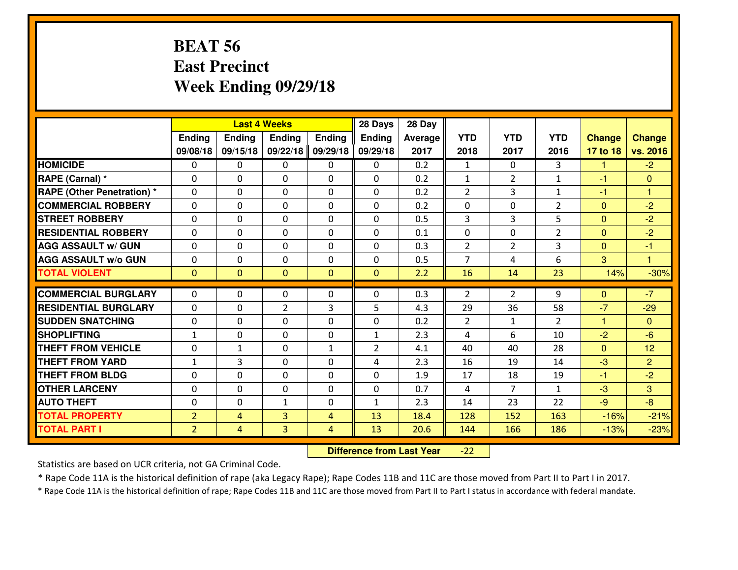# BEAT 56
## East Precinct
## Week Ending 09/29/18

| | Last 4 Weeks | | | | 28 Days | 28 Day | | | | | |
|---|---|---|---|---|---|---|---|---|---|---|---|
| | Ending 09/08/18 | Ending 09/15/18 | Ending 09/22/18 | Ending 09/29/18 | Ending 09/29/18 | Average 2017 | YTD 2018 | YTD 2017 | YTD 2016 | Change 17 to 18 | Change vs. 2016 |
| HOMICIDE | 0 | 0 | 0 | 0 | 0 | 0.2 | 1 | 0 | 3 | 1 | -2 |
| RAPE (Carnal) * | 0 | 0 | 0 | 0 | 0 | 0.2 | 1 | 2 | 1 | -1 | 0 |
| RAPE (Other Penetration) * | 0 | 0 | 0 | 0 | 0 | 0.2 | 2 | 3 | 1 | -1 | 1 |
| COMMERCIAL ROBBERY | 0 | 0 | 0 | 0 | 0 | 0.2 | 0 | 0 | 2 | 0 | -2 |
| STREET ROBBERY | 0 | 0 | 0 | 0 | 0 | 0.5 | 3 | 3 | 5 | 0 | -2 |
| RESIDENTIAL ROBBERY | 0 | 0 | 0 | 0 | 0 | 0.1 | 0 | 0 | 2 | 0 | -2 |
| AGG ASSAULT w/ GUN | 0 | 0 | 0 | 0 | 0 | 0.3 | 2 | 2 | 3 | 0 | -1 |
| AGG ASSAULT w/o GUN | 0 | 0 | 0 | 0 | 0 | 0.5 | 7 | 4 | 6 | 3 | 1 |
| TOTAL VIOLENT | 0 | 0 | 0 | 0 | 0 | 2.2 | 16 | 14 | 23 | 14% | -30% |
| COMMERCIAL BURGLARY | 0 | 0 | 0 | 0 | 0 | 0.3 | 2 | 2 | 9 | 0 | -7 |
| RESIDENTIAL BURGLARY | 0 | 0 | 2 | 3 | 5 | 4.3 | 29 | 36 | 58 | -7 | -29 |
| SUDDEN SNATCHING | 0 | 0 | 0 | 0 | 0 | 0.2 | 2 | 1 | 2 | 1 | 0 |
| SHOPLIFTING | 1 | 0 | 0 | 0 | 1 | 2.3 | 4 | 6 | 10 | -2 | -6 |
| THEFT FROM VEHICLE | 0 | 1 | 0 | 1 | 2 | 4.1 | 40 | 40 | 28 | 0 | 12 |
| THEFT FROM YARD | 1 | 3 | 0 | 0 | 4 | 2.3 | 16 | 19 | 14 | -3 | 2 |
| THEFT FROM BLDG | 0 | 0 | 0 | 0 | 0 | 1.9 | 17 | 18 | 19 | -1 | -2 |
| OTHER LARCENY | 0 | 0 | 0 | 0 | 0 | 0.7 | 4 | 7 | 1 | -3 | 3 |
| AUTO THEFT | 0 | 0 | 1 | 0 | 1 | 2.3 | 14 | 23 | 22 | -9 | -8 |
| TOTAL PROPERTY | 2 | 4 | 3 | 4 | 13 | 18.4 | 128 | 152 | 163 | -16% | -21% |
| TOTAL PART I | 2 | 4 | 3 | 4 | 13 | 20.6 | 144 | 166 | 186 | -13% | -23% |

**Difference from Last Year** -22

Statistics are based on UCR criteria, not GA Criminal Code.

* Rape Code 11A is the historical definition of rape (aka Legacy Rape); Rape Codes 11B and 11C are those moved from Part II to Part I in 2017.

* Rape Code 11A is the historical definition of rape; Rape Codes 11B and 11C are those moved from Part II to Part I status in accordance with federal mandate.